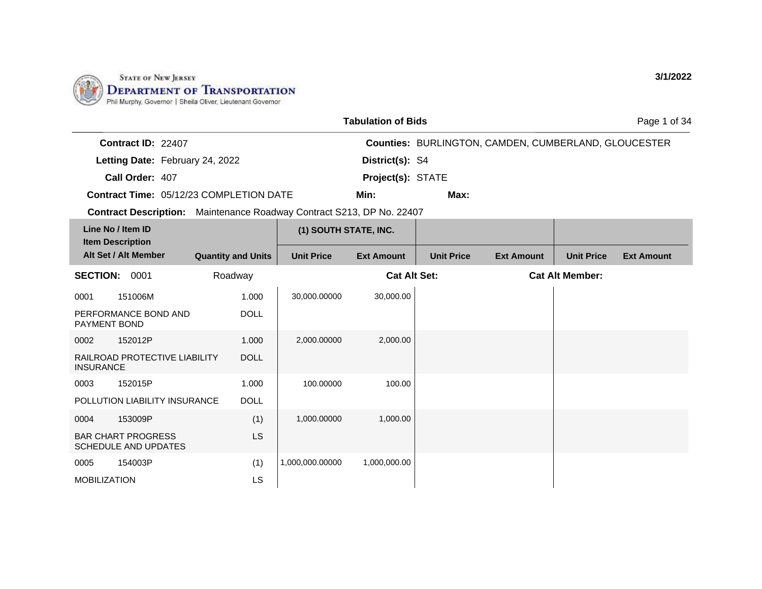State of New Jersey
# Department of Transportation
Phil Murphy, Governor | Sheila Oliver, Lieutenant Governor

3/1/2022

## Tabulation of Bids

**Contract ID:** 22407

**Letting Date:** February 24, 2022

**Call Order:** 407

**Contract Time:** 05/12/23 COMPLETION DATE

**Counties:** BURLINGTON, CAMDEN, CUMBERLAND, GLOUCESTER

**District(s):** S4

**Project(s):** STATE

**Min:**

**Max:**

**Contract Description:** Maintenance Roadway Contract S213, DP No. 22407

| Line No / Item ID<br>Item Description<br>Alt Set / Alt Member | Quantity and Units | (1) SOUTH STATE, INC.<br>Unit Price | Ext Amount | Unit Price | Ext Amount | Unit Price | Ext Amount |
|---|---|---|---|---|---|---|---|
| **SECTION: 0001** Roadway | | **Cat Alt Set:** | | | **Cat Alt Member:** | | |
| 0001 151006M<br>PERFORMANCE BOND AND PAYMENT BOND | 1.000<br>DOLL | 30,000.00000 | 30,000.00 | | | | |
| 0002 152012P<br>RAILROAD PROTECTIVE LIABILITY INSURANCE | 1.000<br>DOLL | 2,000.00000 | 2,000.00 | | | | |
| 0003 152015P<br>POLLUTION LIABILITY INSURANCE | 1.000<br>DOLL | 100.00000 | 100.00 | | | | |
| 0004 153009P<br>BAR CHART PROGRESS SCHEDULE AND UPDATES | (1)<br>LS | 1,000.00000 | 1,000.00 | | | | |
| 0005 154003P<br>MOBILIZATION | (1)<br>LS | 1,000,000.00000 | 1,000,000.00 | | | | |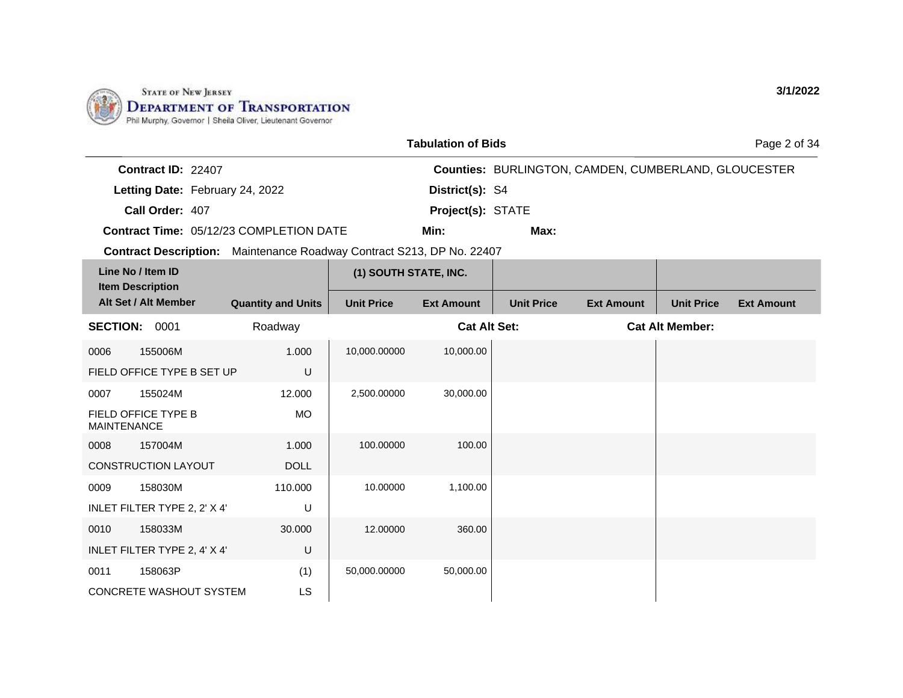STATE OF NEW JERSEY
DEPARTMENT OF TRANSPORTATION
Phil Murphy, Governor | Sheila Oliver, Lieutenant Governor

3/1/2022

**Tabulation of Bids**

| | | | |
|---|---|---|---|
| **Contract ID:** | 22407 | **Counties:** | BURLINGTON, CAMDEN, CUMBERLAND, GLOUCESTER |
| **Letting Date:** | February 24, 2022 | **District(s):** | S4 |
| **Call Order:** | 407 | **Project(s):** | STATE |
| **Contract Time:** | 05/12/23 COMPLETION DATE | **Min:** | **Max:** |

**Contract Description:** Maintenance Roadway Contract S213, DP No. 22407

| Line No / Item ID<br>Item Description<br>Alt Set / Alt Member | Quantity and Units | (1) SOUTH STATE, INC.<br>Unit Price | <br>Ext Amount | <br>Unit Price | <br>Ext Amount | <br>Unit Price | <br>Ext Amount |
|---|---|---|---|---|---|---|---|
| **SECTION:** 0001 | Roadway | | **Cat Alt Set:** | | | **Cat Alt Member:** | |
| 0006 155006M<br>FIELD OFFICE TYPE B SET UP | 1.000<br>U | 10,000.00000 | 10,000.00 | | | | |
| 0007 155024M<br>FIELD OFFICE TYPE B MAINTENANCE | 12.000<br>MO | 2,500.00000 | 30,000.00 | | | | |
| 0008 157004M<br>CONSTRUCTION LAYOUT | 1.000<br>DOLL | 100.00000 | 100.00 | | | | |
| 0009 158030M<br>INLET FILTER TYPE 2, 2' X 4' | 110.000<br>U | 10.00000 | 1,100.00 | | | | |
| 0010 158033M<br>INLET FILTER TYPE 2, 4' X 4' | 30.000<br>U | 12.00000 | 360.00 | | | | |
| 0011 158063P<br>CONCRETE WASHOUT SYSTEM | (1)<br>LS | 50,000.00000 | 50,000.00 | | | | |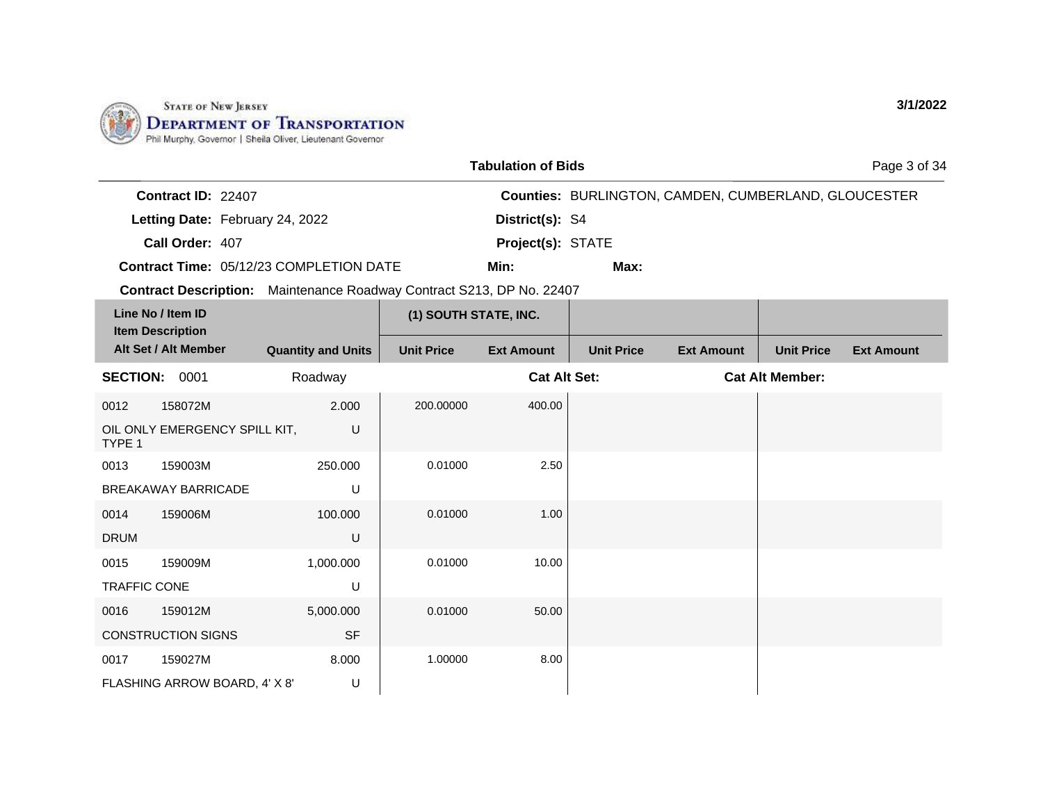STATE OF NEW JERSEY
**DEPARTMENT OF TRANSPORTATION**
Phil Murphy, Governor | Sheila Oliver, Lieutenant Governor

3/1/2022

## Tabulation of Bids

**Contract ID:** 22407
**Letting Date:** February 24, 2022
**Call Order:** 407
**Contract Time:** 05/12/23 COMPLETION DATE
**Counties:** BURLINGTON, CAMDEN, CUMBERLAND, GLOUCESTER
**District(s):** S4
**Project(s):** STATE
**Min:**
**Max:**
**Contract Description:** Maintenance Roadway Contract S213, DP No. 22407

| Line No / Item ID / Item Description / Alt Set / Alt Member | | Quantity and Units | (1) SOUTH STATE, INC. | | | | | |
|---|---|---|---|---|---|---|---|---|
| | | | Unit Price | Ext Amount | Unit Price | Ext Amount | Unit Price | Ext Amount |
| **SECTION:** 0001 | | Roadway | | | Cat Alt Set: | | Cat Alt Member: | |
| 0012 | 158072M | 2.000 | 200.00000 | 400.00 | | | | |
| OIL ONLY EMERGENCY SPILL KIT, TYPE 1 | | U | | | | | | |
| 0013 | 159003M | 250.000 | 0.01000 | 2.50 | | | | |
| BREAKAWAY BARRICADE | | U | | | | | | |
| 0014 | 159006M | 100.000 | 0.01000 | 1.00 | | | | |
| DRUM | | U | | | | | | |
| 0015 | 159009M | 1,000.000 | 0.01000 | 10.00 | | | | |
| TRAFFIC CONE | | U | | | | | | |
| 0016 | 159012M | 5,000.000 | 0.01000 | 50.00 | | | | |
| CONSTRUCTION SIGNS | | SF | | | | | | |
| 0017 | 159027M | 8.000 | 1.00000 | 8.00 | | | | |
| FLASHING ARROW BOARD, 4' X 8' | | U | | | | | | |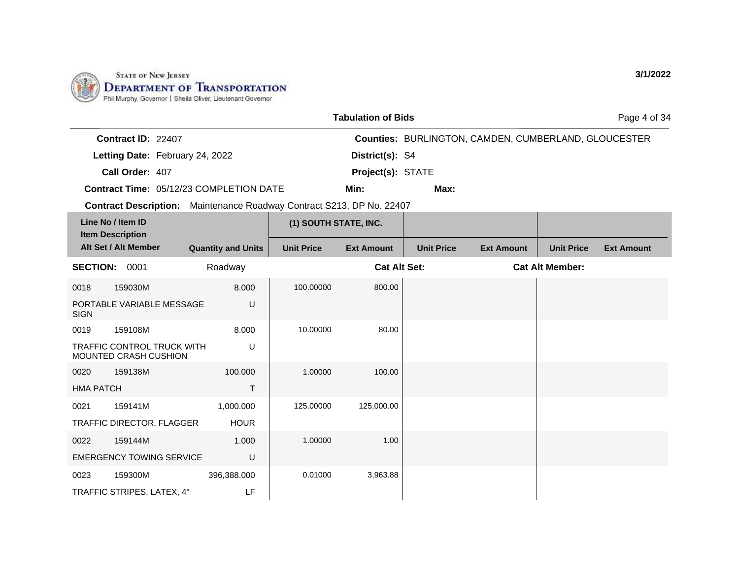STATE OF NEW JERSEY
**DEPARTMENT OF TRANSPORTATION**
Phil Murphy, Governor | Sheila Oliver, Lieutenant Governor

**3/1/2022**

## Tabulation of Bids

**Contract ID:** 22407
**Letting Date:** February 24, 2022
**Call Order:** 407
**Contract Time:** 05/12/23 COMPLETION DATE
**Contract Description:** Maintenance Roadway Contract S213, DP No. 22407

**Counties:** BURLINGTON, CAMDEN, CUMBERLAND, GLOUCESTER
**District(s):** S4
**Project(s):** STATE
**Min:**
**Max:**

| Line No / Item ID / Item Description / Alt Set / Alt Member | | Quantity and Units | (1) SOUTH STATE, INC. | | | | | |
|---|---|---|---|---|---|---|---|---|
| | | | Unit Price | Ext Amount | Unit Price | Ext Amount | Unit Price | Ext Amount |
| **SECTION:** 0001 | | Roadway | | Cat Alt Set: | | | Cat Alt Member: | |
| 0018 | 159030M | 8.000 | 100.00000 | 800.00 | | | | |
| PORTABLE VARIABLE MESSAGE SIGN | | U | | | | | | |
| 0019 | 159108M | 8.000 | 10.00000 | 80.00 | | | | |
| TRAFFIC CONTROL TRUCK WITH MOUNTED CRASH CUSHION | | U | | | | | | |
| 0020 | 159138M | 100.000 | 1.00000 | 100.00 | | | | |
| HMA PATCH | | T | | | | | | |
| 0021 | 159141M | 1,000.000 | 125.00000 | 125,000.00 | | | | |
| TRAFFIC DIRECTOR, FLAGGER | | HOUR | | | | | | |
| 0022 | 159144M | 1.000 | 1.00000 | 1.00 | | | | |
| EMERGENCY TOWING SERVICE | | U | | | | | | |
| 0023 | 159300M | 396,388.000 | 0.01000 | 3,963.88 | | | | |
| TRAFFIC STRIPES, LATEX, 4" | | LF | | | | | | |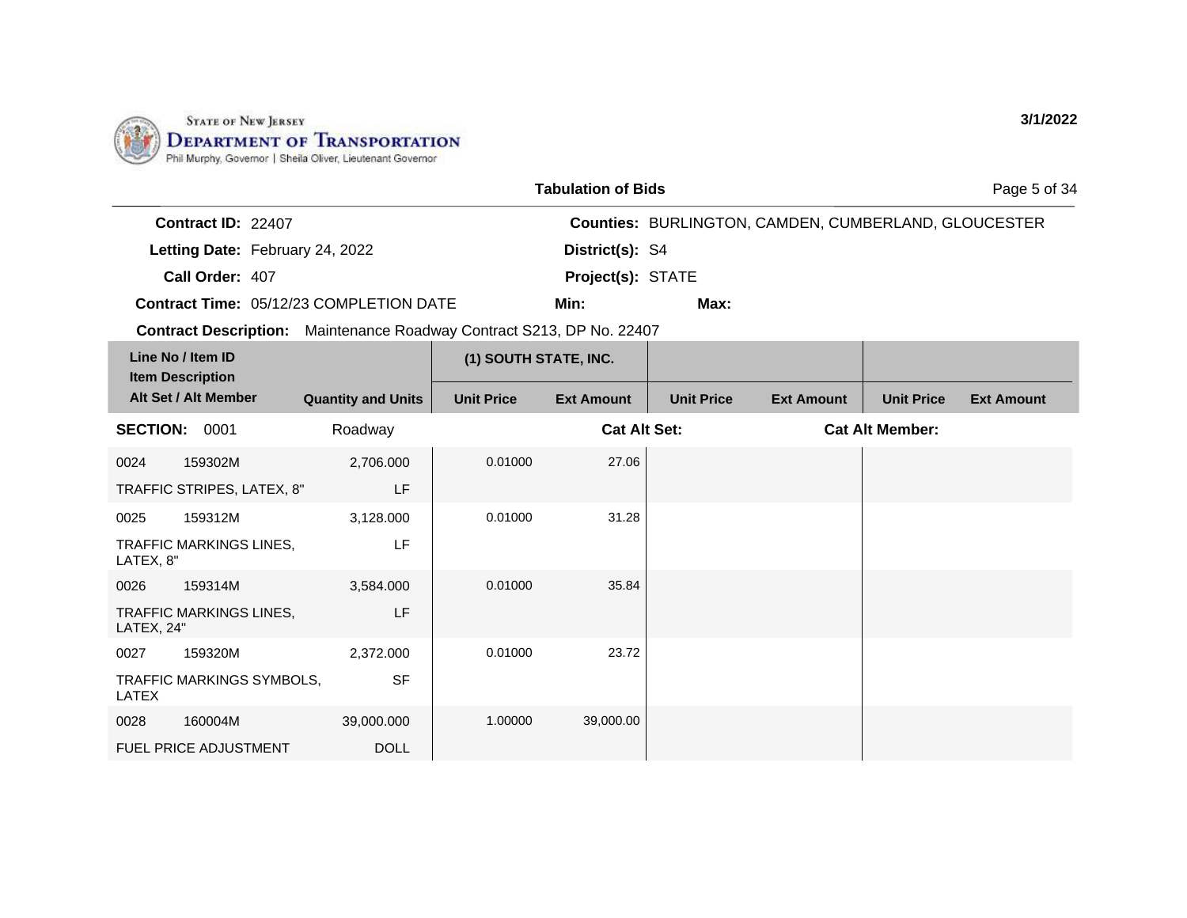State of New Jersey
**Department of Transportation**
Phil Murphy, Governor | Sheila Oliver, Lieutenant Governor

**3/1/2022**

## Tabulation of Bids

**Contract ID:** 22407
**Letting Date:** February 24, 2022
**Call Order:** 407
**Contract Time:** 05/12/23 COMPLETION DATE
**Contract Description:** Maintenance Roadway Contract S213, DP No. 22407

**Counties:** BURLINGTON, CAMDEN, CUMBERLAND, GLOUCESTER
**District(s):** S4
**Project(s):** STATE
**Min:**
**Max:**

| Line No / Item ID / Item Description / Alt Set / Alt Member | Quantity and Units | (1) SOUTH STATE, INC. Unit Price | (1) SOUTH STATE, INC. Ext Amount | Unit Price | Ext Amount | Unit Price | Ext Amount |
|---|---|---|---|---|---|---|---|
| **SECTION: 0001** | Roadway | | **Cat Alt Set:** | | **Cat Alt Member:** | | |
| 0024 159302M TRAFFIC STRIPES, LATEX, 8" | 2,706.000 LF | 0.01000 | 27.06 | | | | |
| 0025 159312M TRAFFIC MARKINGS LINES, LATEX, 8" | 3,128.000 LF | 0.01000 | 31.28 | | | | |
| 0026 159314M TRAFFIC MARKINGS LINES, LATEX, 24" | 3,584.000 LF | 0.01000 | 35.84 | | | | |
| 0027 159320M TRAFFIC MARKINGS SYMBOLS, LATEX | 2,372.000 SF | 0.01000 | 23.72 | | | | |
| 0028 160004M FUEL PRICE ADJUSTMENT | 39,000.000 DOLL | 1.00000 | 39,000.00 | | | | |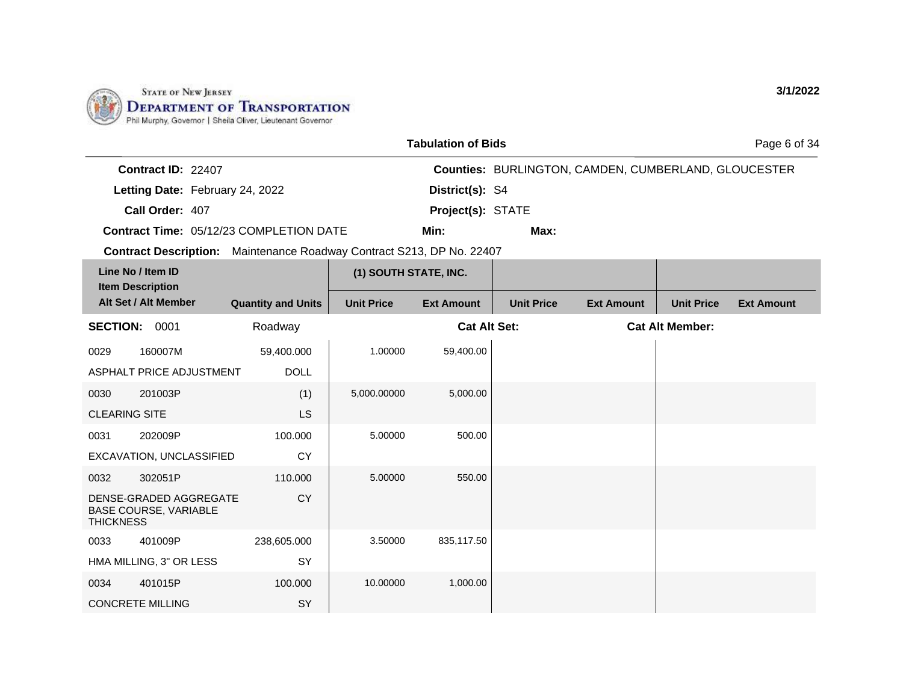STATE OF NEW JERSEY
DEPARTMENT OF TRANSPORTATION
Phil Murphy, Governor | Sheila Oliver, Lieutenant Governor

3/1/2022

**Tabulation of Bids**

**Contract ID:** 22407
**Letting Date:** February 24, 2022
**Call Order:** 407
**Contract Time:** 05/12/23 COMPLETION DATE
**Contract Description:** Maintenance Roadway Contract S213, DP No. 22407

**Counties:** BURLINGTON, CAMDEN, CUMBERLAND, GLOUCESTER
**District(s):** S4
**Project(s):** STATE
**Min:**
**Max:**

| Line No / Item ID / Item Description / Alt Set / Alt Member | Quantity and Units | (1) SOUTH STATE, INC. Unit Price | (1) SOUTH STATE, INC. Ext Amount | Unit Price | Ext Amount | Unit Price | Ext Amount |
|---|---|---|---|---|---|---|---|
| **SECTION:** 0001 | Roadway | | **Cat Alt Set:** | | | **Cat Alt Member:** | |
| 0029 160007M ASPHALT PRICE ADJUSTMENT | 59,400.000 DOLL | 1.00000 | 59,400.00 | | | | |
| 0030 201003P CLEARING SITE | (1) LS | 5,000.00000 | 5,000.00 | | | | |
| 0031 202009P EXCAVATION, UNCLASSIFIED | 100.000 CY | 5.00000 | 500.00 | | | | |
| 0032 302051P DENSE-GRADED AGGREGATE BASE COURSE, VARIABLE THICKNESS | 110.000 CY | 5.00000 | 550.00 | | | | |
| 0033 401009P HMA MILLING, 3" OR LESS | 238,605.000 SY | 3.50000 | 835,117.50 | | | | |
| 0034 401015P CONCRETE MILLING | 100.000 SY | 10.00000 | 1,000.00 | | | | |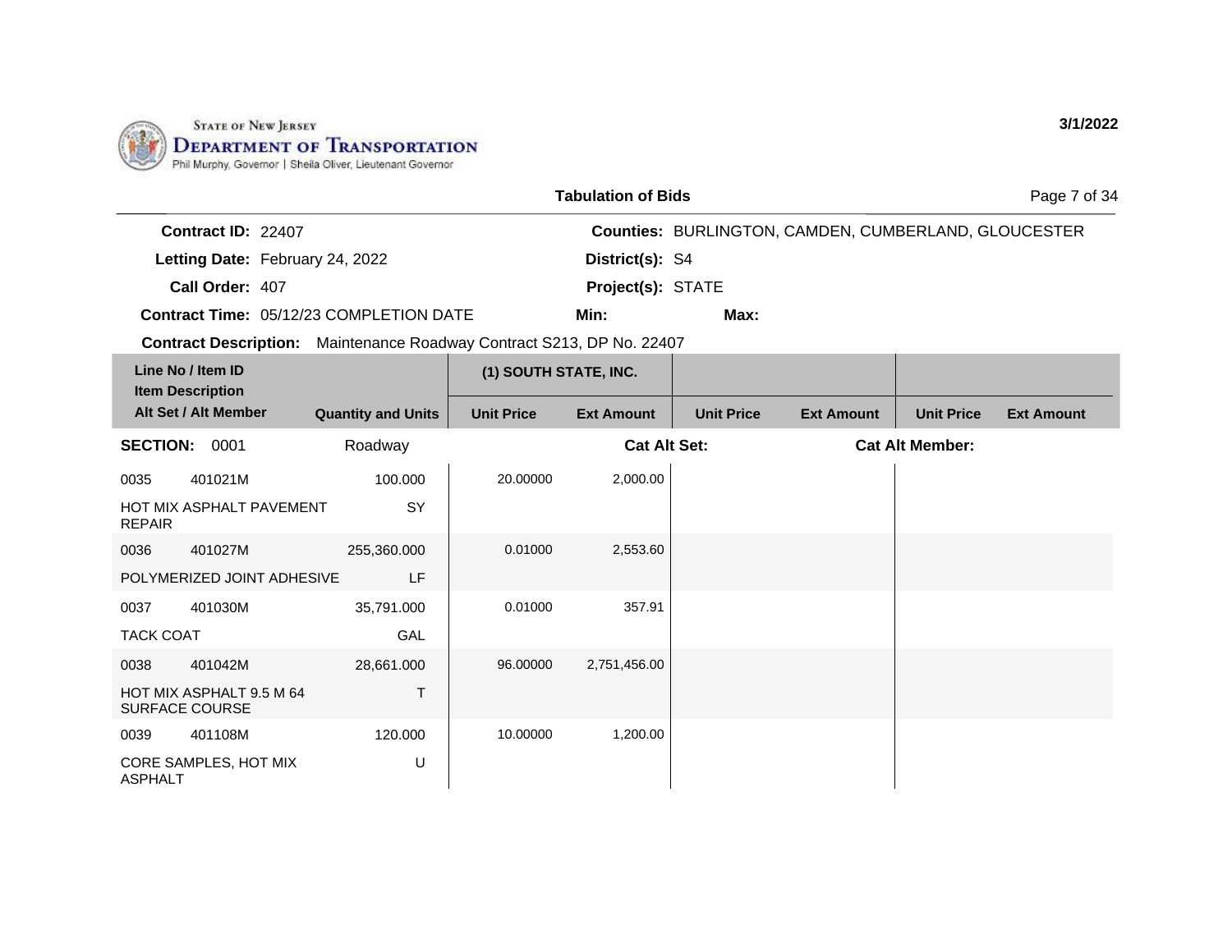**STATE OF NEW JERSEY DEPARTMENT OF TRANSPORTATION**
Phil Murphy, Governor | Sheila Oliver, Lieutenant Governor

3/1/2022

## Tabulation of Bids

**Contract ID:** 22407
**Letting Date:** February 24, 2022
**Call Order:** 407
**Contract Time:** 05/12/23 COMPLETION DATE
**Contract Description:** Maintenance Roadway Contract S213, DP No. 22407

**Counties:** BURLINGTON, CAMDEN, CUMBERLAND, GLOUCESTER
**District(s):** S4
**Project(s):** STATE
**Min:**
**Max:**

| Line No / Item ID / Item Description / Alt Set / Alt Member | | Quantity and Units | (1) SOUTH STATE, INC. | | | | | |
|---|---|---|---|---|---|---|---|---|
| | | | Unit Price | Ext Amount | Unit Price | Ext Amount | Unit Price | Ext Amount |
| **SECTION:** 0001 | | Roadway | | **Cat Alt Set:** | | **Cat Alt Member:** | | |
| 0035 | 401021M | 100.000 | 20.00000 | 2,000.00 | | | | |
| HOT MIX ASPHALT PAVEMENT REPAIR | | SY | | | | | | |
| 0036 | 401027M | 255,360.000 | 0.01000 | 2,553.60 | | | | |
| POLYMERIZED JOINT ADHESIVE | | LF | | | | | | |
| 0037 | 401030M | 35,791.000 | 0.01000 | 357.91 | | | | |
| TACK COAT | | GAL | | | | | | |
| 0038 | 401042M | 28,661.000 | 96.00000 | 2,751,456.00 | | | | |
| HOT MIX ASPHALT 9.5 M 64 SURFACE COURSE | | T | | | | | | |
| 0039 | 401108M | 120.000 | 10.00000 | 1,200.00 | | | | |
| CORE SAMPLES, HOT MIX ASPHALT | | U | | | | | | |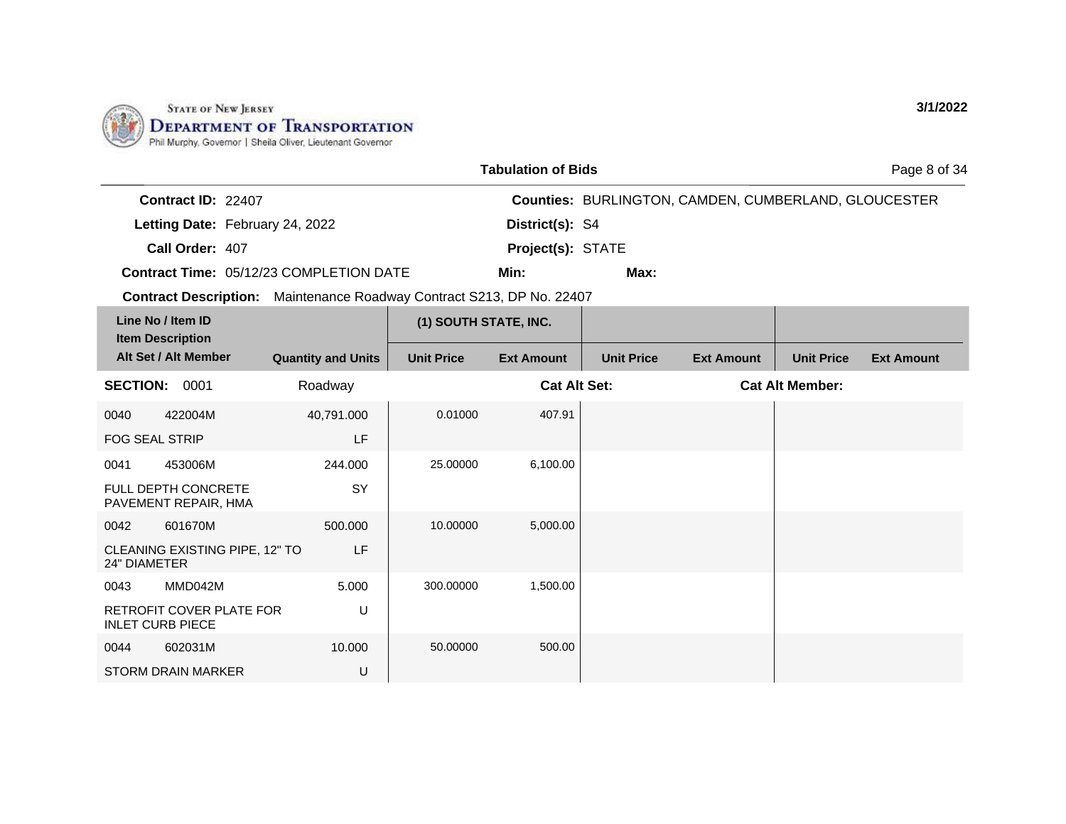**STATE OF NEW JERSEY**
**DEPARTMENT OF TRANSPORTATION**
Phil Murphy, Governor | Sheila Oliver, Lieutenant Governor

**3/1/2022**

## Tabulation of Bids

**Contract ID:** 22407
**Letting Date:** February 24, 2022
**Call Order:** 407
**Contract Time:** 05/12/23 COMPLETION DATE

**Counties:** BURLINGTON, CAMDEN, CUMBERLAND, GLOUCESTER
**District(s):** S4
**Project(s):** STATE
**Min:**
**Max:**

**Contract Description:** Maintenance Roadway Contract S213, DP No. 22407

| Line No / Item ID / Item Description / Alt Set / Alt Member | Quantity and Units | (1) SOUTH STATE, INC. Unit Price | (1) SOUTH STATE, INC. Ext Amount | Unit Price | Ext Amount | Unit Price | Ext Amount |
|---|---|---|---|---|---|---|---|
| **SECTION: 0001** | Roadway | | **Cat Alt Set:** | | **Cat Alt Member:** | | |
| 0040 422004M FOG SEAL STRIP | 40,791.000 LF | 0.01000 | 407.91 | | | | |
| 0041 453006M FULL DEPTH CONCRETE PAVEMENT REPAIR, HMA | 244.000 SY | 25.00000 | 6,100.00 | | | | |
| 0042 601670M CLEANING EXISTING PIPE, 12" TO 24" DIAMETER | 500.000 LF | 10.00000 | 5,000.00 | | | | |
| 0043 MMD042M RETROFIT COVER PLATE FOR INLET CURB PIECE | 5.000 U | 300.00000 | 1,500.00 | | | | |
| 0044 602031M STORM DRAIN MARKER | 10.000 U | 50.00000 | 500.00 | | | | |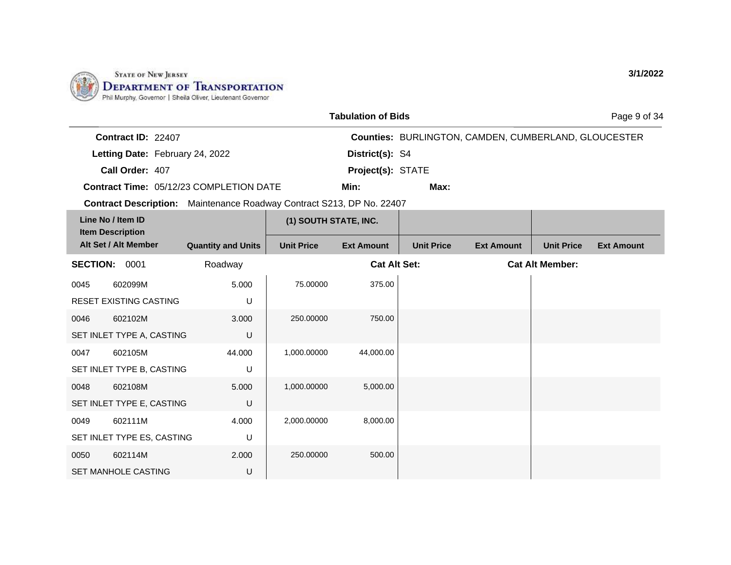STATE OF NEW JERSEY
DEPARTMENT OF TRANSPORTATION
Phil Murphy, Governor | Sheila Oliver, Lieutenant Governor

3/1/2022

## Tabulation of Bids

**Contract ID:** 22407
**Letting Date:** February 24, 2022
**Call Order:** 407
**Contract Time:** 05/12/23 COMPLETION DATE
**Contract Description:** Maintenance Roadway Contract S213, DP No. 22407

**Counties:** BURLINGTON, CAMDEN, CUMBERLAND, GLOUCESTER
**District(s):** S4
**Project(s):** STATE
**Min:**
**Max:**

| Line No / Item ID / Item Description / Alt Set / Alt Member | Quantity and Units | (1) SOUTH STATE, INC. Unit Price | (1) SOUTH STATE, INC. Ext Amount | Unit Price | Ext Amount | Unit Price | Ext Amount |
|---|---|---|---|---|---|---|---|
| **SECTION: 0001** | Roadway | | **Cat Alt Set:** | | **Cat Alt Member:** | | |
| 0045 602099M RESET EXISTING CASTING | 5.000 U | 75.00000 | 375.00 | | | | |
| 0046 602102M SET INLET TYPE A, CASTING | 3.000 U | 250.00000 | 750.00 | | | | |
| 0047 602105M SET INLET TYPE B, CASTING | 44.000 U | 1,000.00000 | 44,000.00 | | | | |
| 0048 602108M SET INLET TYPE E, CASTING | 5.000 U | 1,000.00000 | 5,000.00 | | | | |
| 0049 602111M SET INLET TYPE ES, CASTING | 4.000 U | 2,000.00000 | 8,000.00 | | | | |
| 0050 602114M SET MANHOLE CASTING | 2.000 U | 250.00000 | 500.00 | | | | |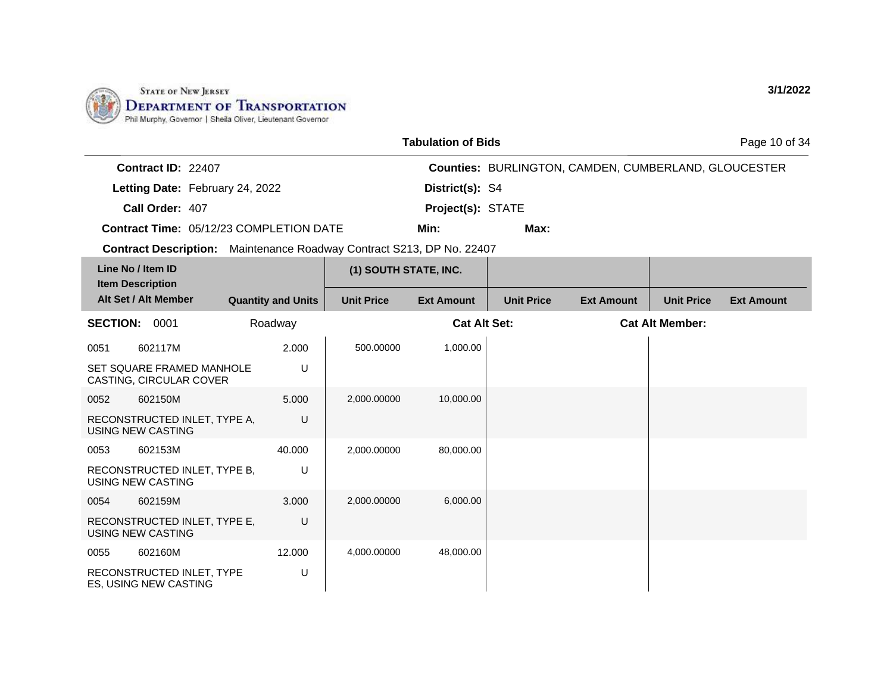STATE OF NEW JERSEY
**DEPARTMENT OF TRANSPORTATION**
Phil Murphy, Governor | Sheila Oliver, Lieutenant Governor

3/1/2022

## Tabulation of Bids

**Contract ID:** 22407
**Letting Date:** February 24, 2022
**Call Order:** 407
**Contract Time:** 05/12/23 COMPLETION DATE
**Contract Description:** Maintenance Roadway Contract S213, DP No. 22407

**Counties:** BURLINGTON, CAMDEN, CUMBERLAND, GLOUCESTER
**District(s):** S4
**Project(s):** STATE
**Min:** **Max:**

| Line No / Item ID<br>Item Description<br>Alt Set / Alt Member | Quantity and Units | (1) SOUTH STATE, INC. Unit Price | (1) SOUTH STATE, INC. Ext Amount | Unit Price | Ext Amount | Unit Price | Ext Amount |
|---|---|---|---|---|---|---|---|
| **SECTION:** 0001 | Roadway | | **Cat Alt Set:** | | | **Cat Alt Member:** | |
| 0051 602117M<br>SET SQUARE FRAMED MANHOLE CASTING, CIRCULAR COVER | 2.000<br>U | 500.00000 | 1,000.00 | | | | |
| 0052 602150M<br>RECONSTRUCTED INLET, TYPE A, USING NEW CASTING | 5.000<br>U | 2,000.00000 | 10,000.00 | | | | |
| 0053 602153M<br>RECONSTRUCTED INLET, TYPE B, USING NEW CASTING | 40.000<br>U | 2,000.00000 | 80,000.00 | | | | |
| 0054 602159M<br>RECONSTRUCTED INLET, TYPE E, USING NEW CASTING | 3.000<br>U | 2,000.00000 | 6,000.00 | | | | |
| 0055 602160M<br>RECONSTRUCTED INLET, TYPE ES, USING NEW CASTING | 12.000<br>U | 4,000.00000 | 48,000.00 | | | | |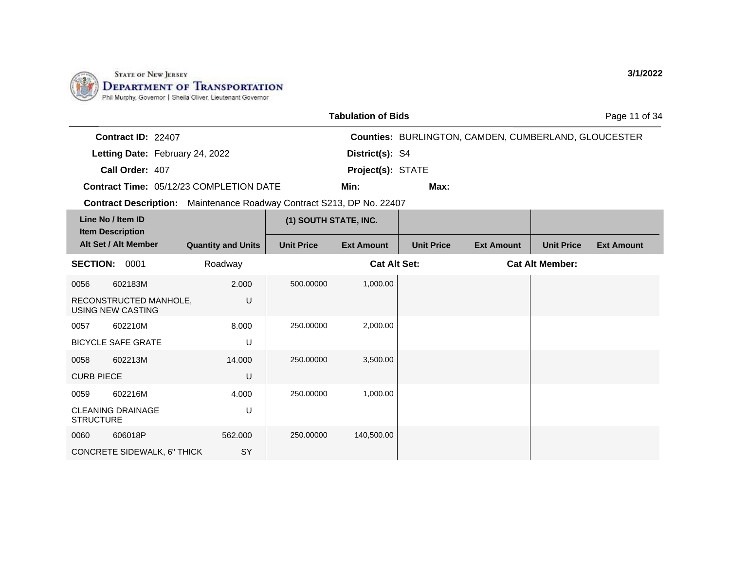State of New Jersey
Department of Transportation
Phil Murphy, Governor | Sheila Oliver, Lieutenant Governor

3/1/2022

## Tabulation of Bids

**Contract ID:** 22407
**Letting Date:** February 24, 2022
**Call Order:** 407
**Contract Time:** 05/12/23 COMPLETION DATE

**Counties:** BURLINGTON, CAMDEN, CUMBERLAND, GLOUCESTER
**District(s):** S4
**Project(s):** STATE
**Min:**
**Max:**

**Contract Description:** Maintenance Roadway Contract S213, DP No. 22407

| Line No / Item ID / Item Description / Alt Set / Alt Member | Quantity and Units | (1) SOUTH STATE, INC. Unit Price | (1) SOUTH STATE, INC. Ext Amount | Unit Price | Ext Amount | Unit Price | Ext Amount |
|---|---|---|---|---|---|---|---|
| **SECTION: 0001** Roadway | | **Cat Alt Set:** | | | **Cat Alt Member:** | | |
| 0056 602183M RECONSTRUCTED MANHOLE, USING NEW CASTING | 2.000 U | 500.00000 | 1,000.00 | | | | |
| 0057 602210M BICYCLE SAFE GRATE | 8.000 U | 250.00000 | 2,000.00 | | | | |
| 0058 602213M CURB PIECE | 14.000 U | 250.00000 | 3,500.00 | | | | |
| 0059 602216M CLEANING DRAINAGE STRUCTURE | 4.000 U | 250.00000 | 1,000.00 | | | | |
| 0060 606018P CONCRETE SIDEWALK, 6" THICK | 562.000 SY | 250.00000 | 140,500.00 | | | | |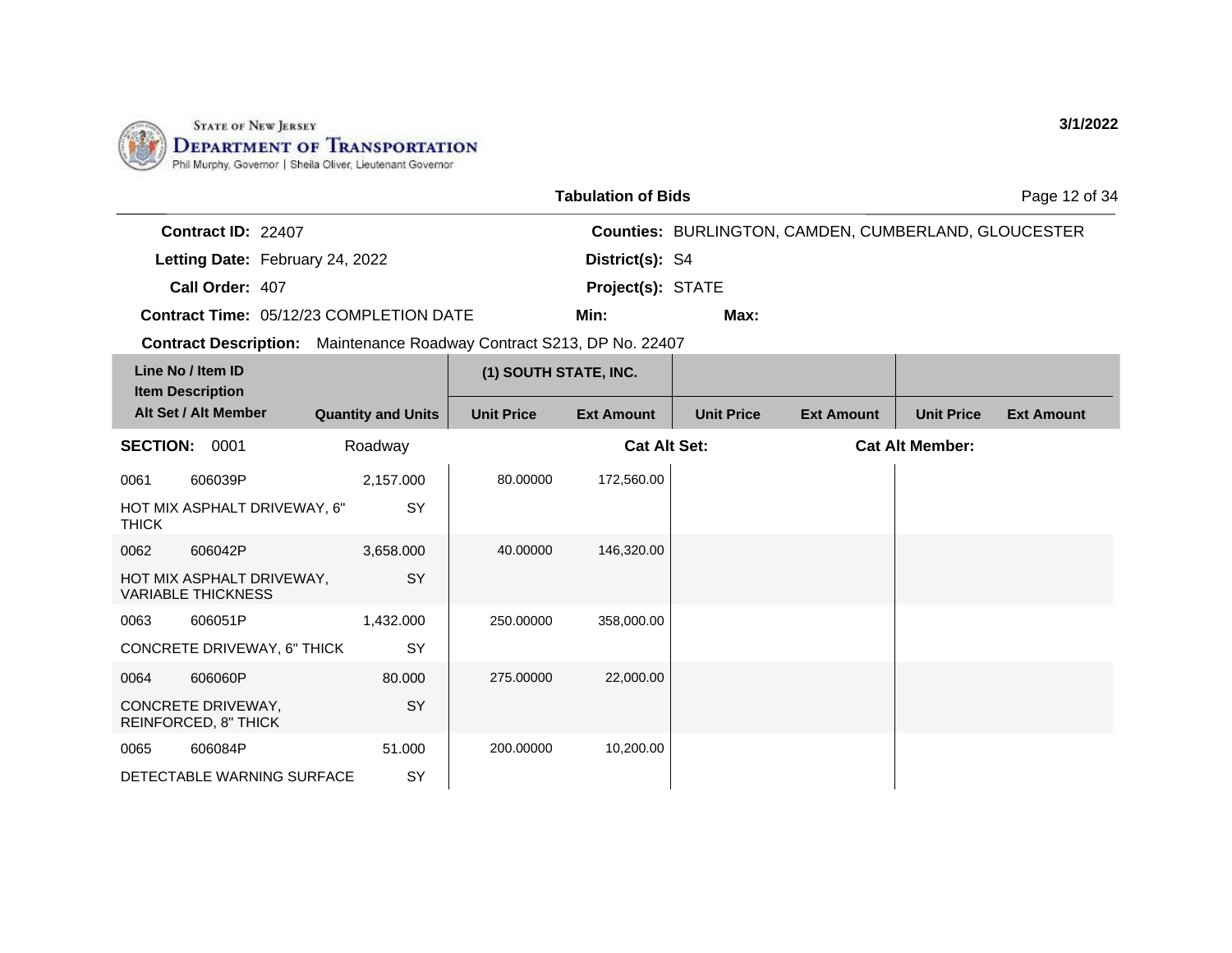STATE OF NEW JERSEY
DEPARTMENT OF TRANSPORTATION
Phil Murphy, Governor | Sheila Oliver, Lieutenant Governor

3/1/2022

**Tabulation of Bids**

**Contract ID:** 22407
**Letting Date:** February 24, 2022
**Call Order:** 407
**Contract Time:** 05/12/23 COMPLETION DATE
**Contract Description:** Maintenance Roadway Contract S213, DP No. 22407

**Counties:** BURLINGTON, CAMDEN, CUMBERLAND, GLOUCESTER
**District(s):** S4
**Project(s):** STATE
**Min:**
**Max:**

| Line No / Item ID / Item Description / Alt Set / Alt Member | Quantity and Units | (1) SOUTH STATE, INC. Unit Price | (1) SOUTH STATE, INC. Ext Amount | Unit Price | Ext Amount | Unit Price | Ext Amount |
|---|---|---|---|---|---|---|---|
| **SECTION: 0001** | Roadway | | **Cat Alt Set:** | | | **Cat Alt Member:** | |
| 0061 606039P HOT MIX ASPHALT DRIVEWAY, 6" THICK | 2,157.000 SY | 80.00000 | 172,560.00 | | | | |
| 0062 606042P HOT MIX ASPHALT DRIVEWAY, VARIABLE THICKNESS | 3,658.000 SY | 40.00000 | 146,320.00 | | | | |
| 0063 606051P CONCRETE DRIVEWAY, 6" THICK | 1,432.000 SY | 250.00000 | 358,000.00 | | | | |
| 0064 606060P CONCRETE DRIVEWAY, REINFORCED, 8" THICK | 80.000 SY | 275.00000 | 22,000.00 | | | | |
| 0065 606084P DETECTABLE WARNING SURFACE | 51.000 SY | 200.00000 | 10,200.00 | | | | |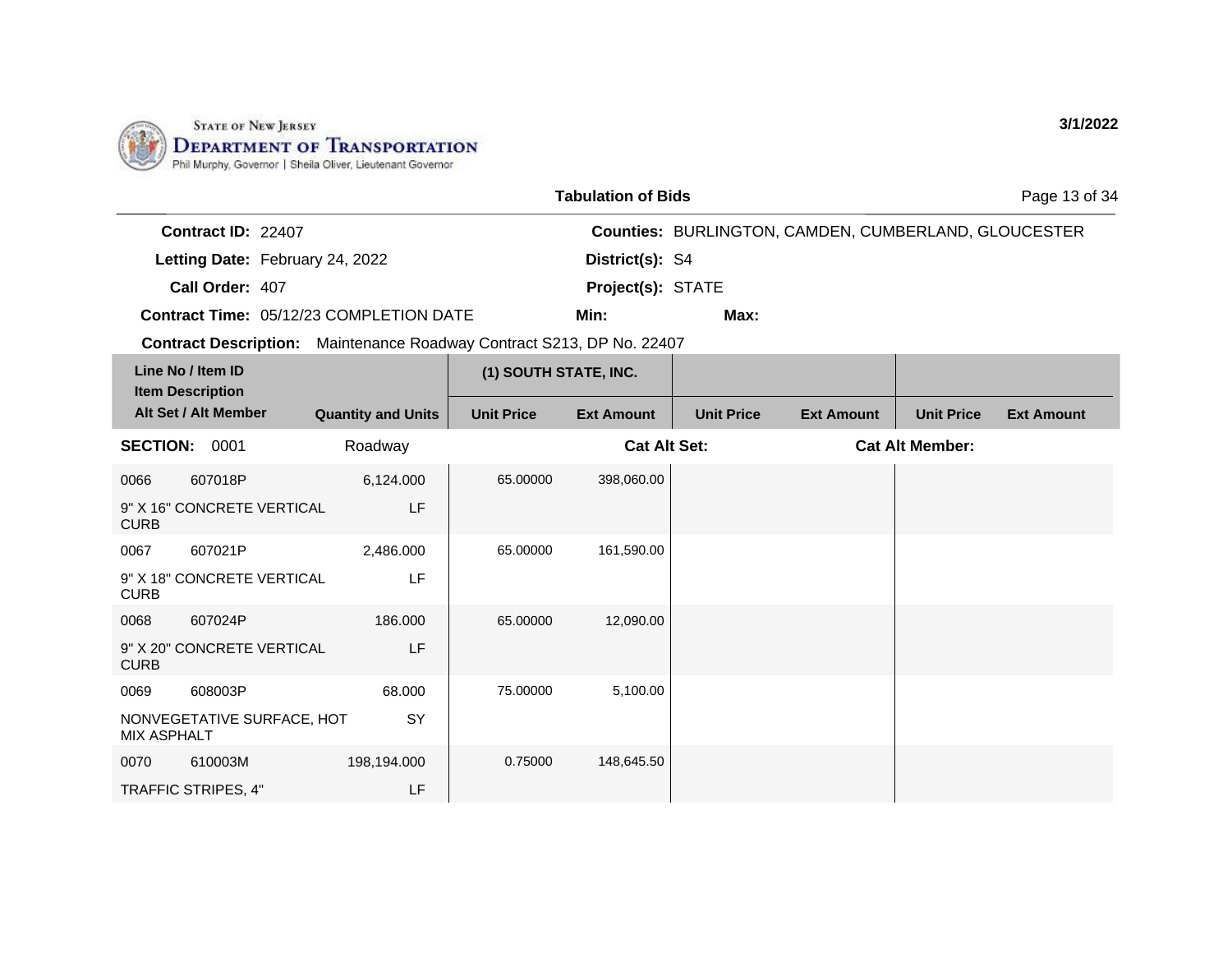STATE OF NEW JERSEY
DEPARTMENT OF TRANSPORTATION
Phil Murphy, Governor | Sheila Oliver, Lieutenant Governor

3/1/2022

## Tabulation of Bids

**Contract ID:** 22407
**Letting Date:** February 24, 2022
**Call Order:** 407
**Contract Time:** 05/12/23 COMPLETION DATE
**Contract Description:** Maintenance Roadway Contract S213, DP No. 22407

**Counties:** BURLINGTON, CAMDEN, CUMBERLAND, GLOUCESTER
**District(s):** S4
**Project(s):** STATE
**Min:**
**Max:**

| Line No / Item ID / Item Description / Alt Set / Alt Member | | Quantity and Units | (1) SOUTH STATE, INC. Unit Price | (1) SOUTH STATE, INC. Ext Amount | Unit Price | Ext Amount | Unit Price | Ext Amount |
|---|---|---|---|---|---|---|---|---|
| **SECTION:** 0001 | | Roadway | | **Cat Alt Set:** | | | **Cat Alt Member:** | |
| 0066 | 607018P | 6,124.000 | 65.00000 | 398,060.00 | | | | |
| 9" X 16" CONCRETE VERTICAL CURB | | LF | | | | | | |
| 0067 | 607021P | 2,486.000 | 65.00000 | 161,590.00 | | | | |
| 9" X 18" CONCRETE VERTICAL CURB | | LF | | | | | | |
| 0068 | 607024P | 186.000 | 65.00000 | 12,090.00 | | | | |
| 9" X 20" CONCRETE VERTICAL CURB | | LF | | | | | | |
| 0069 | 608003P | 68.000 | 75.00000 | 5,100.00 | | | | |
| NONVEGETATIVE SURFACE, HOT MIX ASPHALT | | SY | | | | | | |
| 0070 | 610003M | 198,194.000 | 0.75000 | 148,645.50 | | | | |
| TRAFFIC STRIPES, 4" | | LF | | | | | | |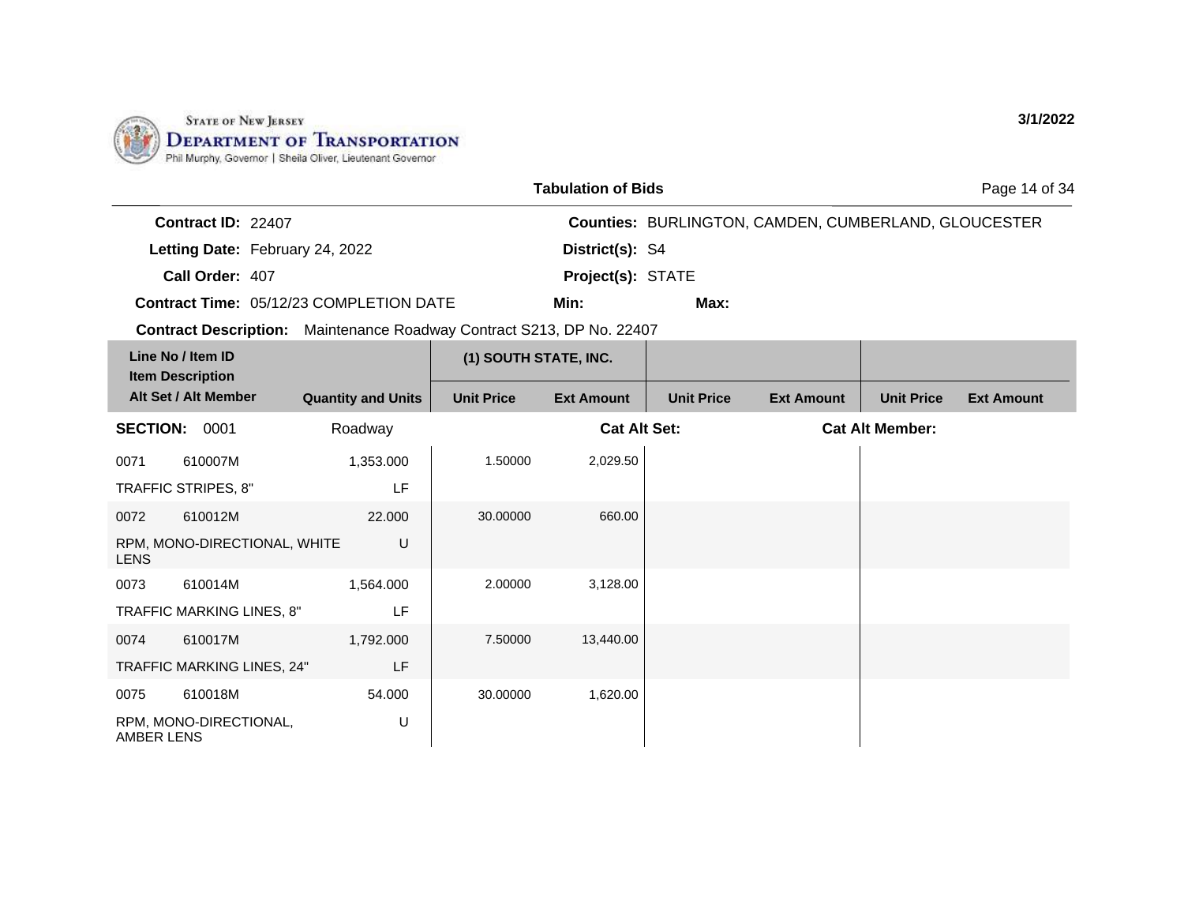STATE OF NEW JERSEY
DEPARTMENT OF TRANSPORTATION
Phil Murphy, Governor | Sheila Oliver, Lieutenant Governor

3/1/2022

## Tabulation of Bids

**Contract ID:** 22407
**Letting Date:** February 24, 2022
**Call Order:** 407
**Contract Time:** 05/12/23 COMPLETION DATE
**Contract Description:** Maintenance Roadway Contract S213, DP No. 22407

**Counties:** BURLINGTON, CAMDEN, CUMBERLAND, GLOUCESTER
**District(s):** S4
**Project(s):** STATE
**Min:**
**Max:**

| Line No / Item ID / Item Description / Alt Set / Alt Member | | Quantity and Units | (1) SOUTH STATE, INC. Unit Price | (1) SOUTH STATE, INC. Ext Amount | Unit Price | Ext Amount | Unit Price | Ext Amount |
|---|---|---|---|---|---|---|---|---|
| **SECTION:** 0001 | | Roadway | | **Cat Alt Set:** | | | **Cat Alt Member:** | |
| 0071 | 610007M | 1,353.000 | 1.50000 | 2,029.50 | | | | |
| TRAFFIC STRIPES, 8" | | LF | | | | | | |
| 0072 | 610012M | 22.000 | 30.00000 | 660.00 | | | | |
| RPM, MONO-DIRECTIONAL, WHITE LENS | | U | | | | | | |
| 0073 | 610014M | 1,564.000 | 2.00000 | 3,128.00 | | | | |
| TRAFFIC MARKING LINES, 8" | | LF | | | | | | |
| 0074 | 610017M | 1,792.000 | 7.50000 | 13,440.00 | | | | |
| TRAFFIC MARKING LINES, 24" | | LF | | | | | | |
| 0075 | 610018M | 54.000 | 30.00000 | 1,620.00 | | | | |
| RPM, MONO-DIRECTIONAL, AMBER LENS | | U | | | | | | |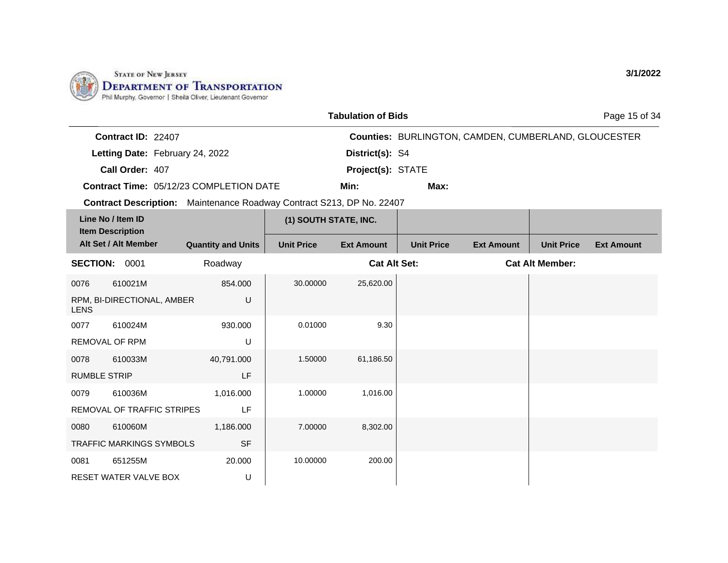STATE OF NEW JERSEY
**DEPARTMENT OF TRANSPORTATION**
Phil Murphy, Governor | Sheila Oliver, Lieutenant Governor

3/1/2022

## Tabulation of Bids

**Contract ID:** 22407
**Letting Date:** February 24, 2022
**Call Order:** 407
**Contract Time:** 05/12/23 COMPLETION DATE
**Contract Description:** Maintenance Roadway Contract S213, DP No. 22407

**Counties:** BURLINGTON, CAMDEN, CUMBERLAND, GLOUCESTER
**District(s):** S4
**Project(s):** STATE
**Min:** **Max:**

| Line No / Item ID / Item Description / Alt Set / Alt Member | Quantity and Units | (1) SOUTH STATE, INC. Unit Price | (1) SOUTH STATE, INC. Ext Amount | Unit Price | Ext Amount | Unit Price | Ext Amount |
|---|---|---|---|---|---|---|---|
| **SECTION:** 0001 | Roadway | | **Cat Alt Set:** | | | **Cat Alt Member:** | |
| 0076 610021M RPM, BI-DIRECTIONAL, AMBER LENS | 854.000 U | 30.00000 | 25,620.00 | | | | |
| 0077 610024M REMOVAL OF RPM | 930.000 U | 0.01000 | 9.30 | | | | |
| 0078 610033M RUMBLE STRIP | 40,791.000 LF | 1.50000 | 61,186.50 | | | | |
| 0079 610036M REMOVAL OF TRAFFIC STRIPES | 1,016.000 LF | 1.00000 | 1,016.00 | | | | |
| 0080 610060M TRAFFIC MARKINGS SYMBOLS | 1,186.000 SF | 7.00000 | 8,302.00 | | | | |
| 0081 651255M RESET WATER VALVE BOX | 20.000 U | 10.00000 | 200.00 | | | | |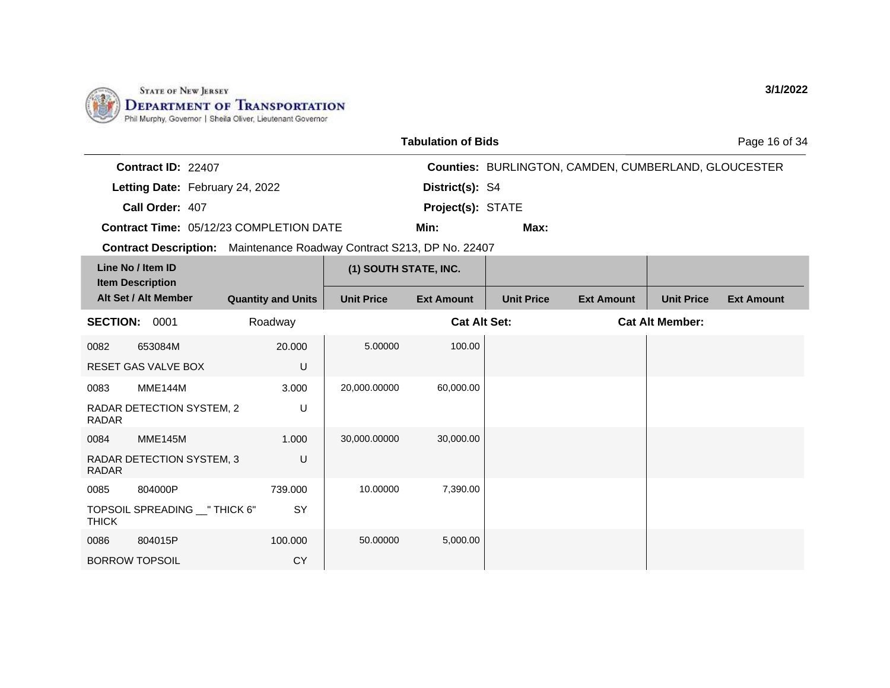STATE OF NEW JERSEY
DEPARTMENT OF TRANSPORTATION
Phil Murphy, Governor | Sheila Oliver, Lieutenant Governor

3/1/2022

## Tabulation of Bids

**Contract ID:** 22407
**Letting Date:** February 24, 2022
**Call Order:** 407
**Contract Time:** 05/12/23 COMPLETION DATE
**Counties:** BURLINGTON, CAMDEN, CUMBERLAND, GLOUCESTER
**District(s):** S4
**Project(s):** STATE
**Min:**
**Max:**
**Contract Description:** Maintenance Roadway Contract S213, DP No. 22407

| Line No / Item ID / Item Description / Alt Set / Alt Member | Quantity and Units | (1) SOUTH STATE, INC. Unit Price | (1) SOUTH STATE, INC. Ext Amount | Unit Price | Ext Amount | Unit Price | Ext Amount |
|---|---|---|---|---|---|---|---|
| **SECTION: 0001** | Roadway | | **Cat Alt Set:** | | **Cat Alt Member:** | | |
| 0082 653084M RESET GAS VALVE BOX | 20.000 U | 5.00000 | 100.00 | | | | |
| 0083 MME144M RADAR DETECTION SYSTEM, 2 RADAR | 3.000 U | 20,000.00000 | 60,000.00 | | | | |
| 0084 MME145M RADAR DETECTION SYSTEM, 3 RADAR | 1.000 U | 30,000.00000 | 30,000.00 | | | | |
| 0085 804000P TOPSOIL SPREADING __" THICK 6" THICK | 739.000 SY | 10.00000 | 7,390.00 | | | | |
| 0086 804015P BORROW TOPSOIL | 100.000 CY | 50.00000 | 5,000.00 | | | | |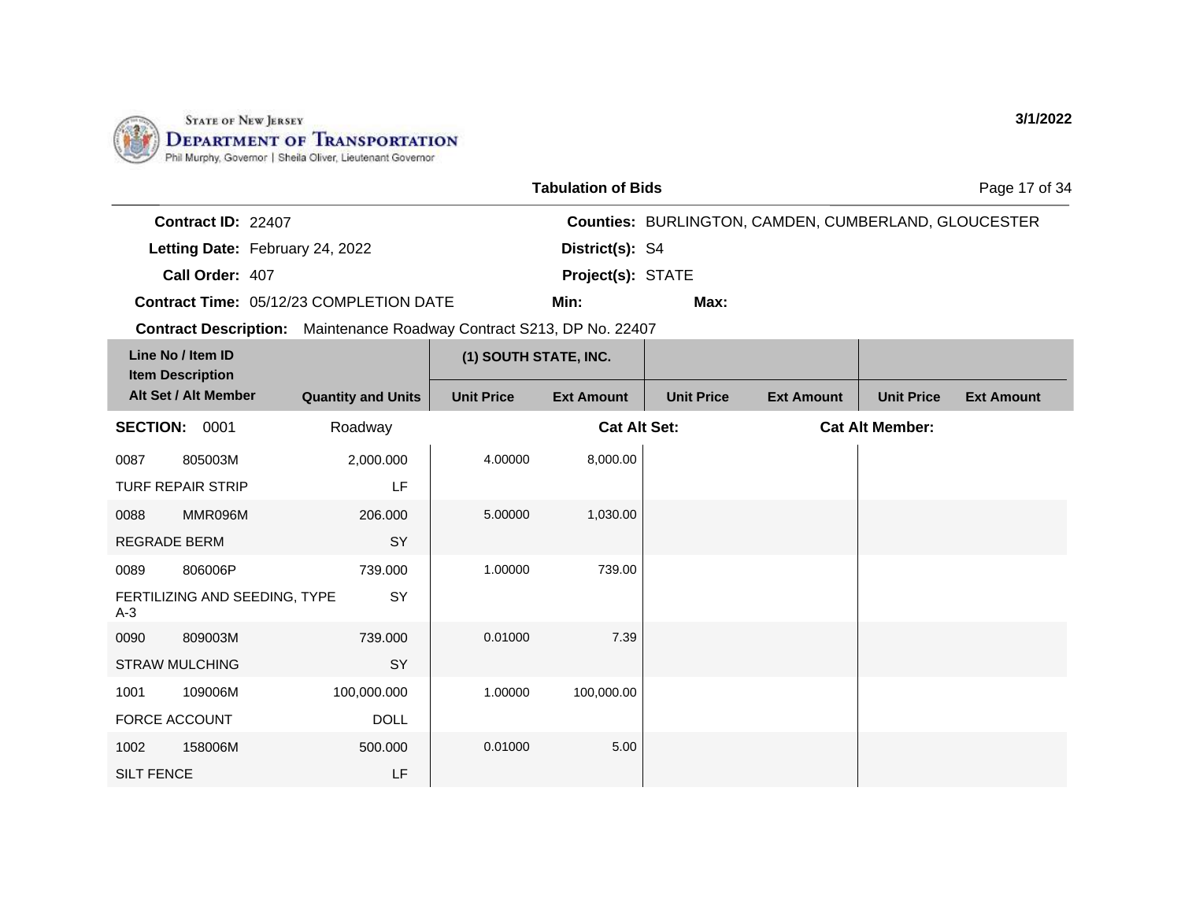State of New Jersey
Department of Transportation
Phil Murphy, Governor | Sheila Oliver, Lieutenant Governor

3/1/2022

## Tabulation of Bids

**Contract ID:** 22407
**Letting Date:** February 24, 2022
**Call Order:** 407
**Contract Time:** 05/12/23 COMPLETION DATE
**Contract Description:** Maintenance Roadway Contract S213, DP No. 22407

**Counties:** BURLINGTON, CAMDEN, CUMBERLAND, GLOUCESTER
**District(s):** S4
**Project(s):** STATE
**Min:**
**Max:**

| Line No / Item ID / Item Description / Alt Set / Alt Member | Quantity and Units | (1) SOUTH STATE, INC. Unit Price | (1) SOUTH STATE, INC. Ext Amount | Unit Price | Ext Amount | Unit Price | Ext Amount |
|---|---|---|---|---|---|---|---|
| **SECTION: 0001** | Roadway | | **Cat Alt Set:** | | **Cat Alt Member:** | | |
| 0087 805003M TURF REPAIR STRIP | 2,000.000 LF | 4.00000 | 8,000.00 | | | | |
| 0088 MMR096M REGRADE BERM | 206.000 SY | 5.00000 | 1,030.00 | | | | |
| 0089 806006P FERTILIZING AND SEEDING, TYPE A-3 | 739.000 SY | 1.00000 | 739.00 | | | | |
| 0090 809003M STRAW MULCHING | 739.000 SY | 0.01000 | 7.39 | | | | |
| 1001 109006M FORCE ACCOUNT | 100,000.000 DOLL | 1.00000 | 100,000.00 | | | | |
| 1002 158006M SILT FENCE | 500.000 LF | 0.01000 | 5.00 | | | | |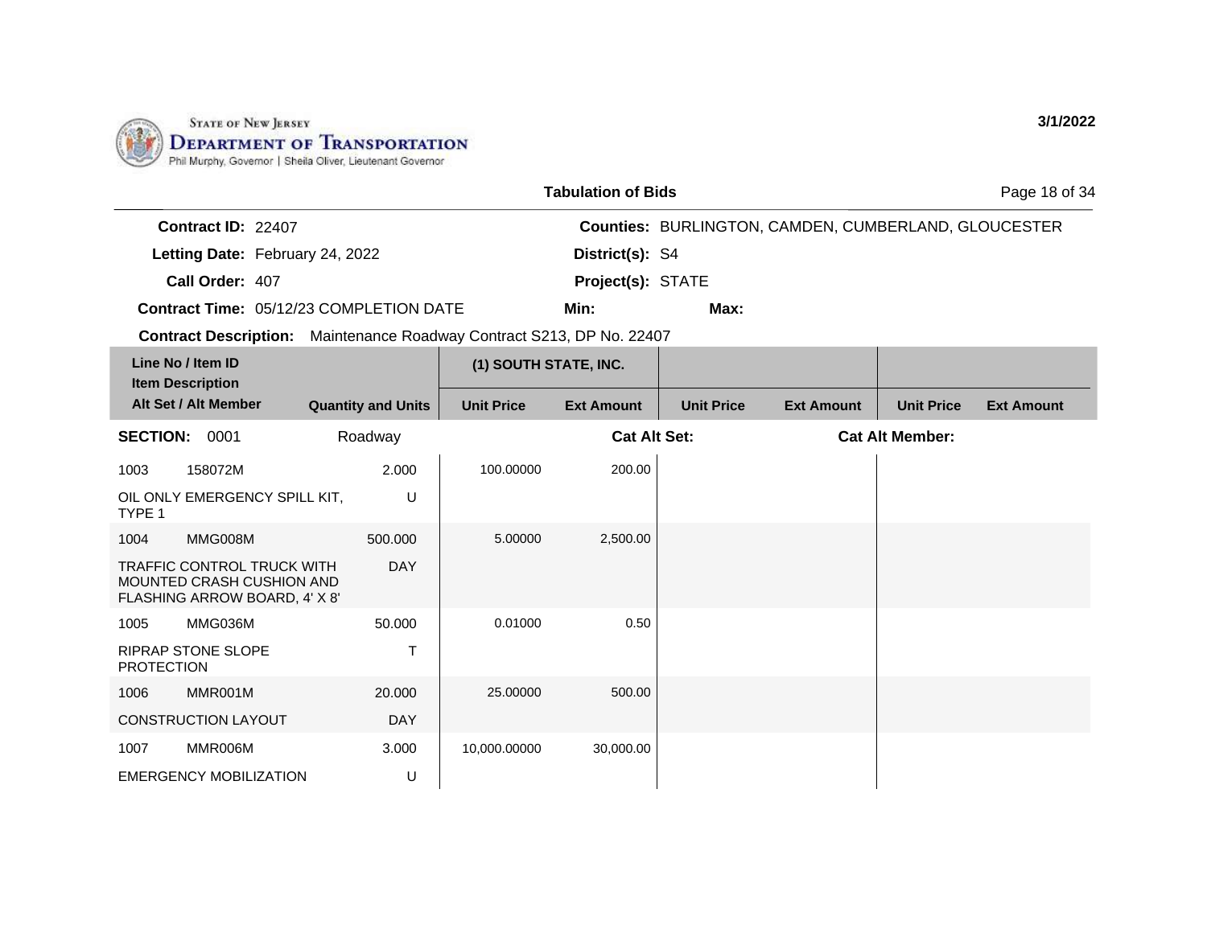State of New Jersey
Department of Transportation
Phil Murphy, Governor | Sheila Oliver, Lieutenant Governor

3/1/2022

## Tabulation of Bids

**Contract ID:** 22407
**Letting Date:** February 24, 2022
**Call Order:** 407
**Contract Time:** 05/12/23 COMPLETION DATE

**Counties:** BURLINGTON, CAMDEN, CUMBERLAND, GLOUCESTER
**District(s):** S4
**Project(s):** STATE
**Min:**
**Max:**

**Contract Description:** Maintenance Roadway Contract S213, DP No. 22407

| Line No / Item ID / Item Description / Alt Set / Alt Member | | Quantity and Units | (1) SOUTH STATE, INC. | | | | | |
|---|---|---|---|---|---|---|---|---|
| | | | Unit Price | Ext Amount | Unit Price | Ext Amount | Unit Price | Ext Amount |
| **SECTION: 0001** | | Roadway | | **Cat Alt Set:** | | | **Cat Alt Member:** | |
| 1003 | 158072M | 2.000 | 100.00000 | 200.00 | | | | |
| OIL ONLY EMERGENCY SPILL KIT, TYPE 1 | | U | | | | | | |
| 1004 | MMG008M | 500.000 | 5.00000 | 2,500.00 | | | | |
| TRAFFIC CONTROL TRUCK WITH MOUNTED CRASH CUSHION AND FLASHING ARROW BOARD, 4' X 8' | | DAY | | | | | | |
| 1005 | MMG036M | 50.000 | 0.01000 | 0.50 | | | | |
| RIPRAP STONE SLOPE PROTECTION | | T | | | | | | |
| 1006 | MMR001M | 20.000 | 25.00000 | 500.00 | | | | |
| CONSTRUCTION LAYOUT | | DAY | | | | | | |
| 1007 | MMR006M | 3.000 | 10,000.00000 | 30,000.00 | | | | |
| EMERGENCY MOBILIZATION | | U | | | | | | |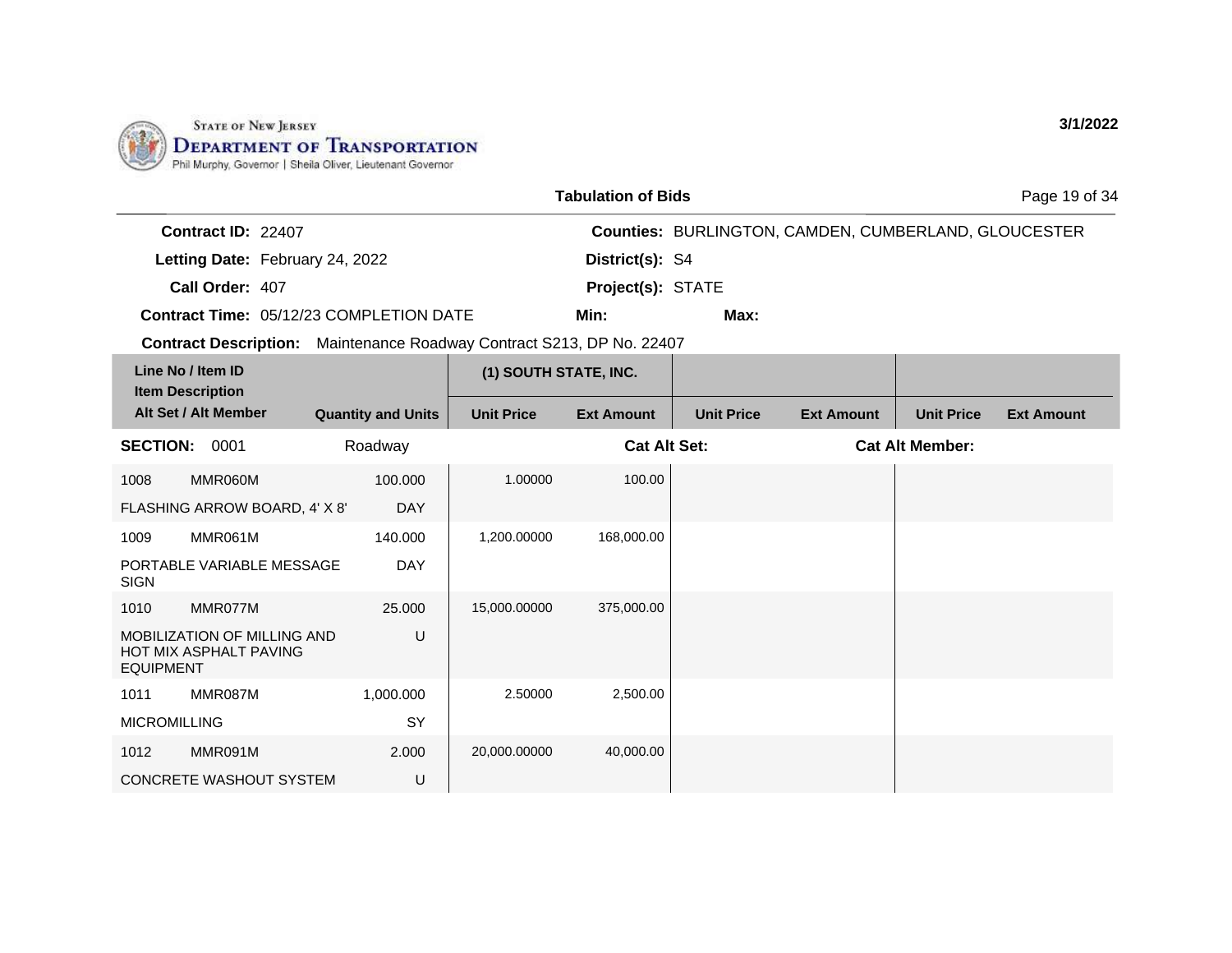STATE OF NEW JERSEY
DEPARTMENT OF TRANSPORTATION
Phil Murphy, Governor | Sheila Oliver, Lieutenant Governor

3/1/2022

## Tabulation of Bids

**Contract ID:** 22407
**Letting Date:** February 24, 2022
**Call Order:** 407
**Contract Time:** 05/12/23 COMPLETION DATE

**Counties:** BURLINGTON, CAMDEN, CUMBERLAND, GLOUCESTER
**District(s):** S4
**Project(s):** STATE
**Min:**
**Max:**

**Contract Description:** Maintenance Roadway Contract S213, DP No. 22407

| Line No / Item ID / Item Description / Alt Set / Alt Member | Quantity and Units | (1) SOUTH STATE, INC. Unit Price | (1) SOUTH STATE, INC. Ext Amount | Unit Price | Ext Amount | Unit Price | Ext Amount |
|---|---|---|---|---|---|---|---|
| **SECTION: 0001** | Roadway | | **Cat Alt Set:** | | **Cat Alt Member:** | | |
| 1008 MMR060M FLASHING ARROW BOARD, 4' X 8' | 100.000 DAY | 1.00000 | 100.00 | | | | |
| 1009 MMR061M PORTABLE VARIABLE MESSAGE SIGN | 140.000 DAY | 1,200.00000 | 168,000.00 | | | | |
| 1010 MMR077M MOBILIZATION OF MILLING AND HOT MIX ASPHALT PAVING EQUIPMENT | 25.000 U | 15,000.00000 | 375,000.00 | | | | |
| 1011 MMR087M MICROMILLING | 1,000.000 SY | 2.50000 | 2,500.00 | | | | |
| 1012 MMR091M CONCRETE WASHOUT SYSTEM | 2.000 U | 20,000.00000 | 40,000.00 | | | | |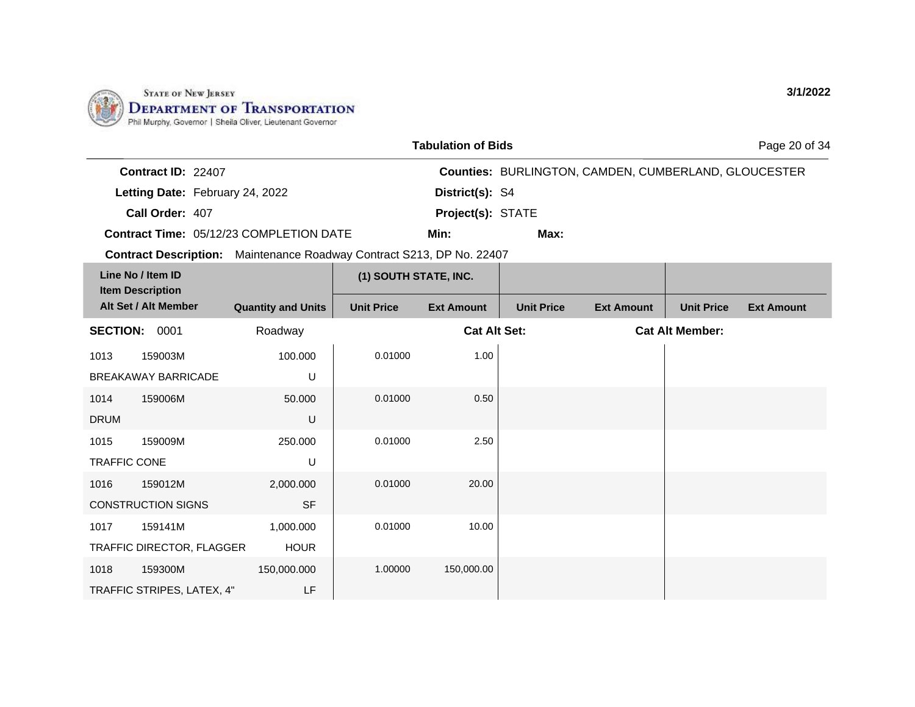STATE OF NEW JERSEY
DEPARTMENT OF TRANSPORTATION
Phil Murphy, Governor | Sheila Oliver, Lieutenant Governor

3/1/2022

## Tabulation of Bids

**Contract ID:** 22407
**Letting Date:** February 24, 2022
**Call Order:** 407
**Contract Time:** 05/12/23 COMPLETION DATE
**Contract Description:** Maintenance Roadway Contract S213, DP No. 22407

**Counties:** BURLINGTON, CAMDEN, CUMBERLAND, GLOUCESTER
**District(s):** S4
**Project(s):** STATE
**Min:** **Max:**

| Line No / Item ID<br>Item Description<br>Alt Set / Alt Member | Quantity and Units | (1) SOUTH STATE, INC.<br>Unit Price | Ext Amount | Unit Price | Ext Amount | Unit Price | Ext Amount |
|---|---|---|---|---|---|---|---|
| **SECTION:** 0001 | Roadway | | **Cat Alt Set:** | | | **Cat Alt Member:** | |
| 1013 159003M<br>BREAKAWAY BARRICADE | 100.000<br>U | 0.01000 | 1.00 | | | | |
| 1014 159006M<br>DRUM | 50.000<br>U | 0.01000 | 0.50 | | | | |
| 1015 159009M<br>TRAFFIC CONE | 250.000<br>U | 0.01000 | 2.50 | | | | |
| 1016 159012M<br>CONSTRUCTION SIGNS | 2,000.000<br>SF | 0.01000 | 20.00 | | | | |
| 1017 159141M<br>TRAFFIC DIRECTOR, FLAGGER | 1,000.000<br>HOUR | 0.01000 | 10.00 | | | | |
| 1018 159300M<br>TRAFFIC STRIPES, LATEX, 4" | 150,000.000<br>LF | 1.00000 | 150,000.00 | | | | |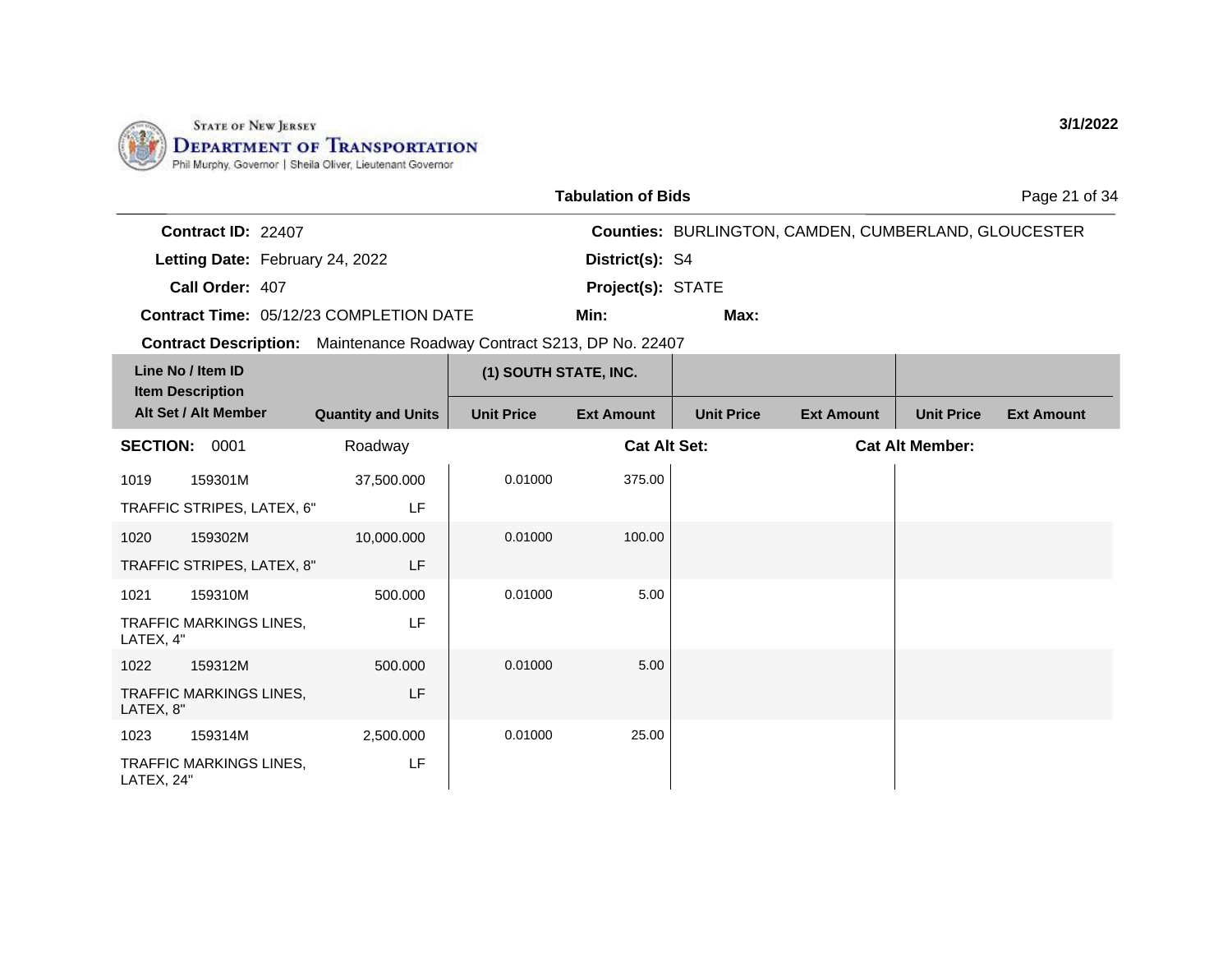State of New Jersey
**Department of Transportation**
Phil Murphy, Governor | Sheila Oliver, Lieutenant Governor

3/1/2022

## Tabulation of Bids

**Contract ID:** 22407
**Letting Date:** February 24, 2022
**Call Order:** 407
**Contract Time:** 05/12/23 COMPLETION DATE
**Contract Description:** Maintenance Roadway Contract S213, DP No. 22407

**Counties:** BURLINGTON, CAMDEN, CUMBERLAND, GLOUCESTER
**District(s):** S4
**Project(s):** STATE
**Min:**
**Max:**

| Line No / Item ID / Item Description / Alt Set / Alt Member | Quantity and Units | (1) SOUTH STATE, INC. | | | | | |
|---|---|---|---|---|---|---|---|
| | | Unit Price | Ext Amount | Unit Price | Ext Amount | Unit Price | Ext Amount |
| **SECTION:** 0001 | Roadway | | **Cat Alt Set:** | | **Cat Alt Member:** | | |
| 1019 159301M TRAFFIC STRIPES, LATEX, 6" | 37,500.000 LF | 0.01000 | 375.00 | | | | |
| 1020 159302M TRAFFIC STRIPES, LATEX, 8" | 10,000.000 LF | 0.01000 | 100.00 | | | | |
| 1021 159310M TRAFFIC MARKINGS LINES, LATEX, 4" | 500.000 LF | 0.01000 | 5.00 | | | | |
| 1022 159312M TRAFFIC MARKINGS LINES, LATEX, 8" | 500.000 LF | 0.01000 | 5.00 | | | | |
| 1023 159314M TRAFFIC MARKINGS LINES, LATEX, 24" | 2,500.000 LF | 0.01000 | 25.00 | | | | |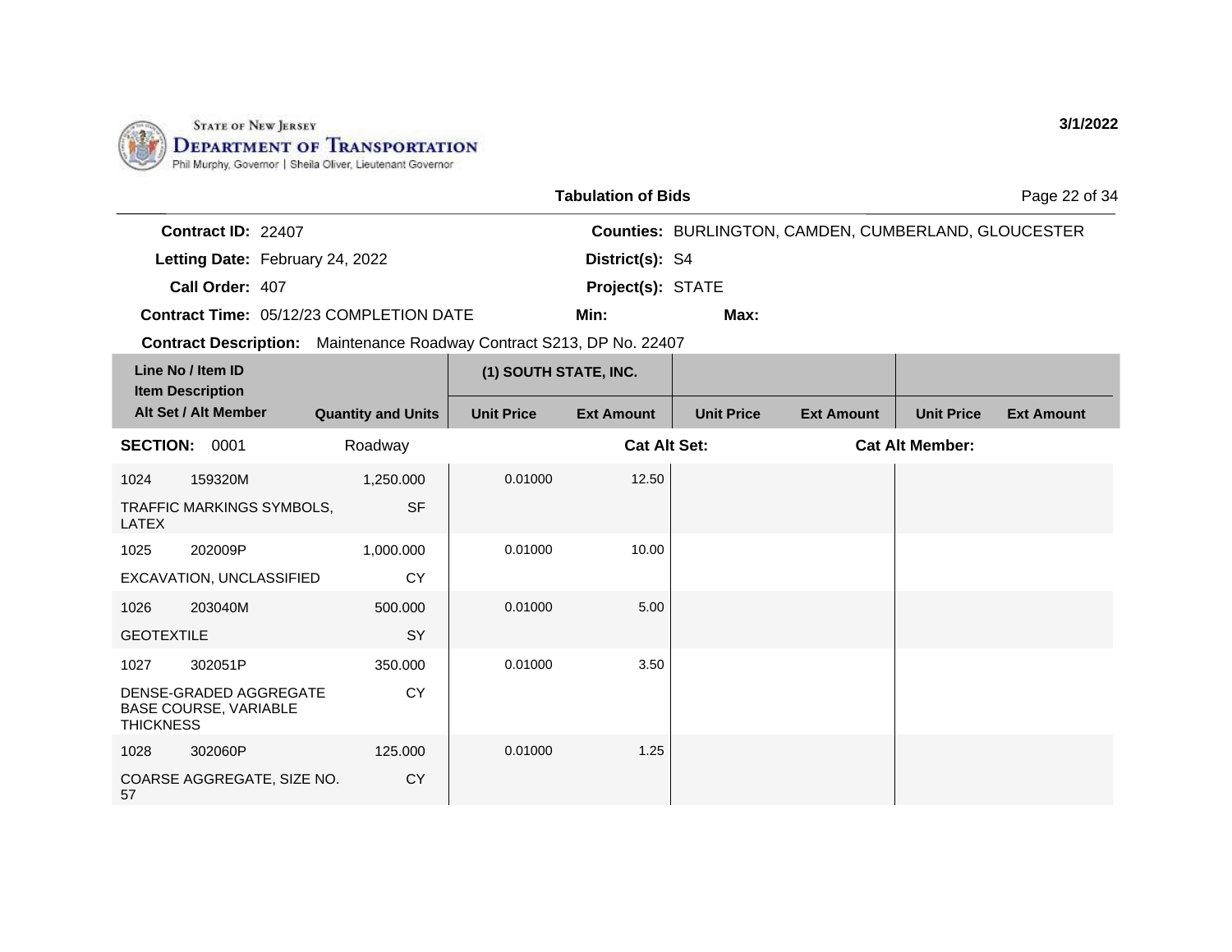STATE OF NEW JERSEY
DEPARTMENT OF TRANSPORTATION
Phil Murphy, Governor | Sheila Oliver, Lieutenant Governor

3/1/2022

**Tabulation of Bids**

**Contract ID:** 22407
**Letting Date:** February 24, 2022
**Call Order:** 407
**Contract Time:** 05/12/23 COMPLETION DATE
**Contract Description:** Maintenance Roadway Contract S213, DP No. 22407

**Counties:** BURLINGTON, CAMDEN, CUMBERLAND, GLOUCESTER
**District(s):** S4
**Project(s):** STATE
**Min:** **Max:**

| Line No / Item ID / Item Description / Alt Set / Alt Member | Quantity and Units | (1) SOUTH STATE, INC. | | | | | |
|---|---|---|---|---|---|---|---|
| | | Unit Price | Ext Amount | Unit Price | Ext Amount | Unit Price | Ext Amount |
| **SECTION:** 0001 | Roadway | | **Cat Alt Set:** | | | **Cat Alt Member:** | |
| 1024 159320M TRAFFIC MARKINGS SYMBOLS, LATEX | 1,250.000 SF | 0.01000 | 12.50 | | | | |
| 1025 202009P EXCAVATION, UNCLASSIFIED | 1,000.000 CY | 0.01000 | 10.00 | | | | |
| 1026 203040M GEOTEXTILE | 500.000 SY | 0.01000 | 5.00 | | | | |
| 1027 302051P DENSE-GRADED AGGREGATE BASE COURSE, VARIABLE THICKNESS | 350.000 CY | 0.01000 | 3.50 | | | | |
| 1028 302060P COARSE AGGREGATE, SIZE NO. 57 | 125.000 CY | 0.01000 | 1.25 | | | | |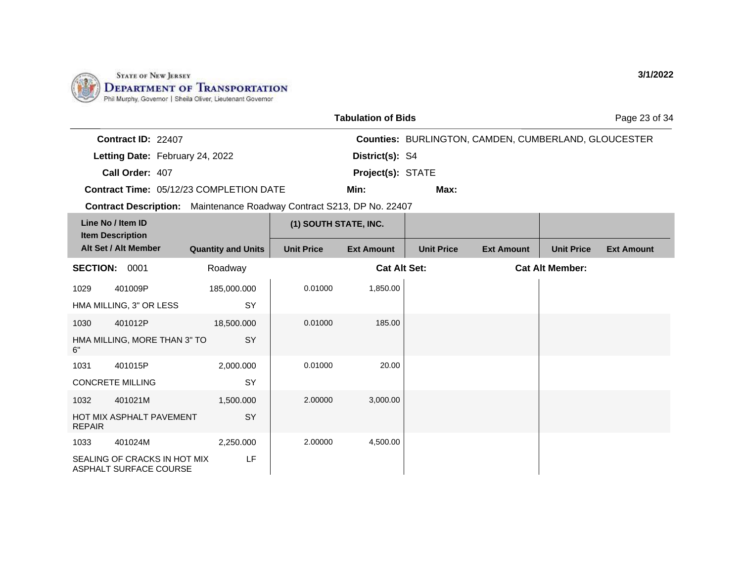State of New Jersey
Department of Transportation
Phil Murphy, Governor | Sheila Oliver, Lieutenant Governor

3/1/2022

**Tabulation of Bids**

**Contract ID:** 22407
**Letting Date:** February 24, 2022
**Call Order:** 407
**Contract Time:** 05/12/23 COMPLETION DATE
**Contract Description:** Maintenance Roadway Contract S213, DP No. 22407

**Counties:** BURLINGTON, CAMDEN, CUMBERLAND, GLOUCESTER
**District(s):** S4
**Project(s):** STATE
**Min:**
**Max:**

| Line No / Item ID / Item Description / Alt Set / Alt Member | | Quantity and Units | (1) SOUTH STATE, INC. Unit Price | (1) SOUTH STATE, INC. Ext Amount | Unit Price | Ext Amount | Unit Price | Ext Amount |
|---|---|---|---|---|---|---|---|---|
| **SECTION: 0001** | | Roadway | | **Cat Alt Set:** | | | **Cat Alt Member:** | |
| 1029 | 401009P | 185,000.000 | 0.01000 | 1,850.00 | | | | |
| HMA MILLING, 3" OR LESS | | SY | | | | | | |
| 1030 | 401012P | 18,500.000 | 0.01000 | 185.00 | | | | |
| HMA MILLING, MORE THAN 3" TO 6" | | SY | | | | | | |
| 1031 | 401015P | 2,000.000 | 0.01000 | 20.00 | | | | |
| CONCRETE MILLING | | SY | | | | | | |
| 1032 | 401021M | 1,500.000 | 2.00000 | 3,000.00 | | | | |
| HOT MIX ASPHALT PAVEMENT REPAIR | | SY | | | | | | |
| 1033 | 401024M | 2,250.000 | 2.00000 | 4,500.00 | | | | |
| SEALING OF CRACKS IN HOT MIX ASPHALT SURFACE COURSE | | LF | | | | | | |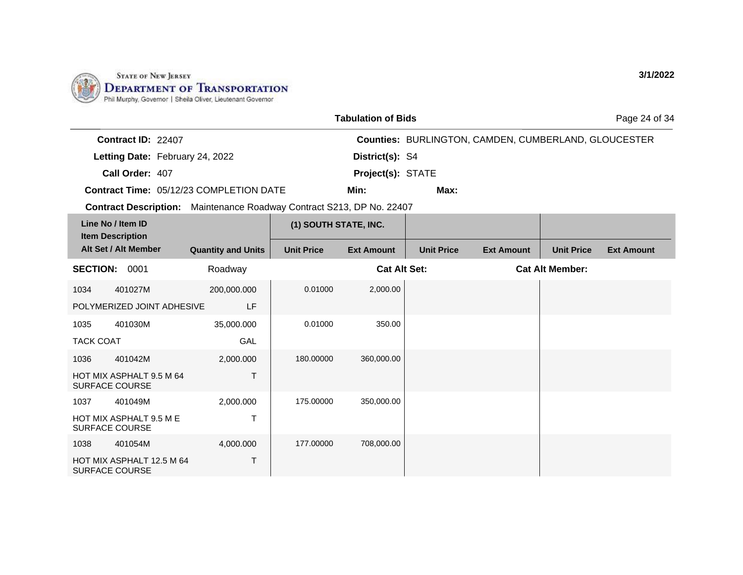State of New Jersey
Department of Transportation
Phil Murphy, Governor | Sheila Oliver, Lieutenant Governor

3/1/2022

## Tabulation of Bids

**Contract ID:** 22407
**Letting Date:** February 24, 2022
**Call Order:** 407
**Contract Time:** 05/12/23 COMPLETION DATE
**Contract Description:** Maintenance Roadway Contract S213, DP No. 22407

**Counties:** BURLINGTON, CAMDEN, CUMBERLAND, GLOUCESTER
**District(s):** S4
**Project(s):** STATE
**Min:**
**Max:**

| Line No / Item ID | Item Description / Alt Set / Alt Member | Quantity and Units | (1) SOUTH STATE, INC. Unit Price | (1) SOUTH STATE, INC. Ext Amount | Unit Price | Ext Amount | Unit Price | Ext Amount |
|---|---|---|---|---|---|---|---|---|
| **SECTION: 0001** | Roadway | | | Cat Alt Set: | | | Cat Alt Member: | |
| 1034 401027M | POLYMERIZED JOINT ADHESIVE | 200,000.000 LF | 0.01000 | 2,000.00 | | | | |
| 1035 401030M | TACK COAT | 35,000.000 GAL | 0.01000 | 350.00 | | | | |
| 1036 401042M | HOT MIX ASPHALT 9.5 M 64 SURFACE COURSE | 2,000.000 T | 180.00000 | 360,000.00 | | | | |
| 1037 401049M | HOT MIX ASPHALT 9.5 M E SURFACE COURSE | 2,000.000 T | 175.00000 | 350,000.00 | | | | |
| 1038 401054M | HOT MIX ASPHALT 12.5 M 64 SURFACE COURSE | 4,000.000 T | 177.00000 | 708,000.00 | | | | |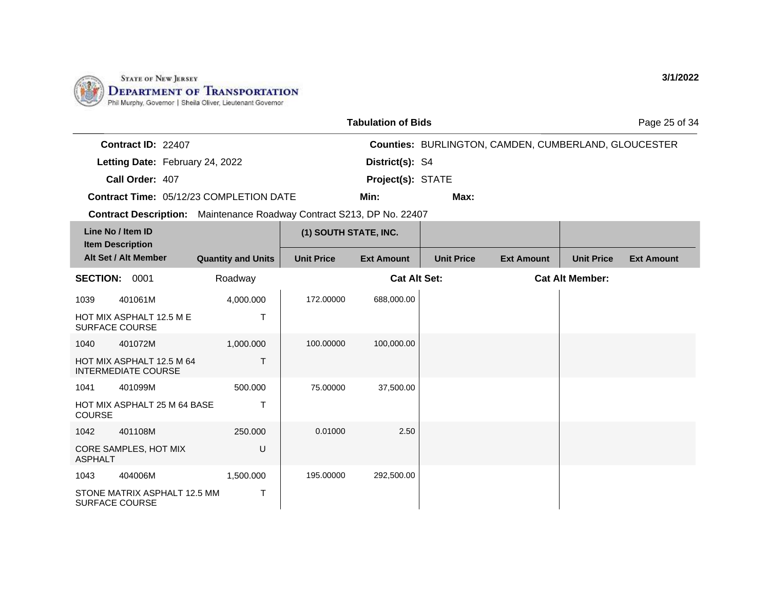STATE OF NEW JERSEY
DEPARTMENT OF TRANSPORTATION
Phil Murphy, Governor | Sheila Oliver, Lieutenant Governor

3/1/2022

## Tabulation of Bids

**Contract ID:** 22407
**Letting Date:** February 24, 2022
**Call Order:** 407
**Contract Time:** 05/12/23 COMPLETION DATE

**Counties:** BURLINGTON, CAMDEN, CUMBERLAND, GLOUCESTER
**District(s):** S4
**Project(s):** STATE
**Min:** **Max:**

**Contract Description:** Maintenance Roadway Contract S213, DP No. 22407

| Line No / Item ID / Item Description / Alt Set / Alt Member | Quantity and Units | (1) SOUTH STATE, INC. | | | | | |
|---|---|---|---|---|---|---|---|
| | | Unit Price | Ext Amount | Unit Price | Ext Amount | Unit Price | Ext Amount |
| **SECTION:** 0001 | Roadway | | **Cat Alt Set:** | | | **Cat Alt Member:** | |
| 1039 401061M HOT MIX ASPHALT 12.5 M E SURFACE COURSE | 4,000.000 T | 172.00000 | 688,000.00 | | | | |
| 1040 401072M HOT MIX ASPHALT 12.5 M 64 INTERMEDIATE COURSE | 1,000.000 T | 100.00000 | 100,000.00 | | | | |
| 1041 401099M HOT MIX ASPHALT 25 M 64 BASE COURSE | 500.000 T | 75.00000 | 37,500.00 | | | | |
| 1042 401108M CORE SAMPLES, HOT MIX ASPHALT | 250.000 U | 0.01000 | 2.50 | | | | |
| 1043 404006M STONE MATRIX ASPHALT 12.5 MM SURFACE COURSE | 1,500.000 T | 195.00000 | 292,500.00 | | | | |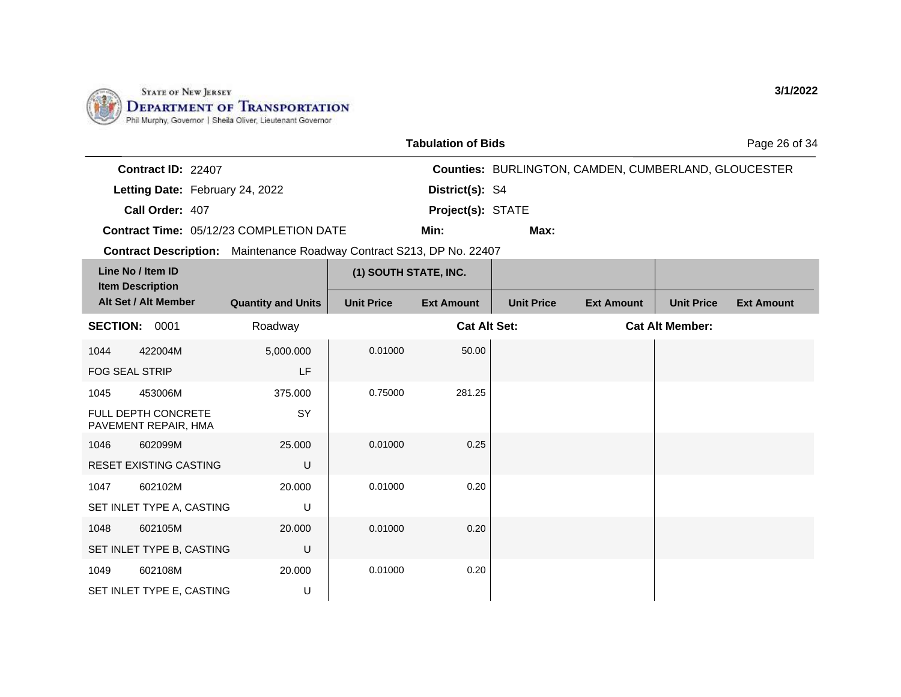State of New Jersey
Department of Transportation
Phil Murphy, Governor | Sheila Oliver, Lieutenant Governor

3/1/2022

## Tabulation of Bids

**Contract ID:** 22407
**Letting Date:** February 24, 2022
**Call Order:** 407
**Contract Time:** 05/12/23 COMPLETION DATE
**Contract Description:** Maintenance Roadway Contract S213, DP No. 22407

**Counties:** BURLINGTON, CAMDEN, CUMBERLAND, GLOUCESTER
**District(s):** S4
**Project(s):** STATE
**Min:**
**Max:**

| Line No / Item ID / Item Description / Alt Set / Alt Member | Quantity and Units | (1) SOUTH STATE, INC. Unit Price | (1) SOUTH STATE, INC. Ext Amount | Unit Price | Ext Amount | Unit Price | Ext Amount |
|---|---|---|---|---|---|---|---|
| **SECTION: 0001** | Roadway | | **Cat Alt Set:** | | | **Cat Alt Member:** | |
| 1044 422004M FOG SEAL STRIP | 5,000.000 LF | 0.01000 | 50.00 | | | | |
| 1045 453006M FULL DEPTH CONCRETE PAVEMENT REPAIR, HMA | 375.000 SY | 0.75000 | 281.25 | | | | |
| 1046 602099M RESET EXISTING CASTING | 25.000 U | 0.01000 | 0.25 | | | | |
| 1047 602102M SET INLET TYPE A, CASTING | 20.000 U | 0.01000 | 0.20 | | | | |
| 1048 602105M SET INLET TYPE B, CASTING | 20.000 U | 0.01000 | 0.20 | | | | |
| 1049 602108M SET INLET TYPE E, CASTING | 20.000 U | 0.01000 | 0.20 | | | | |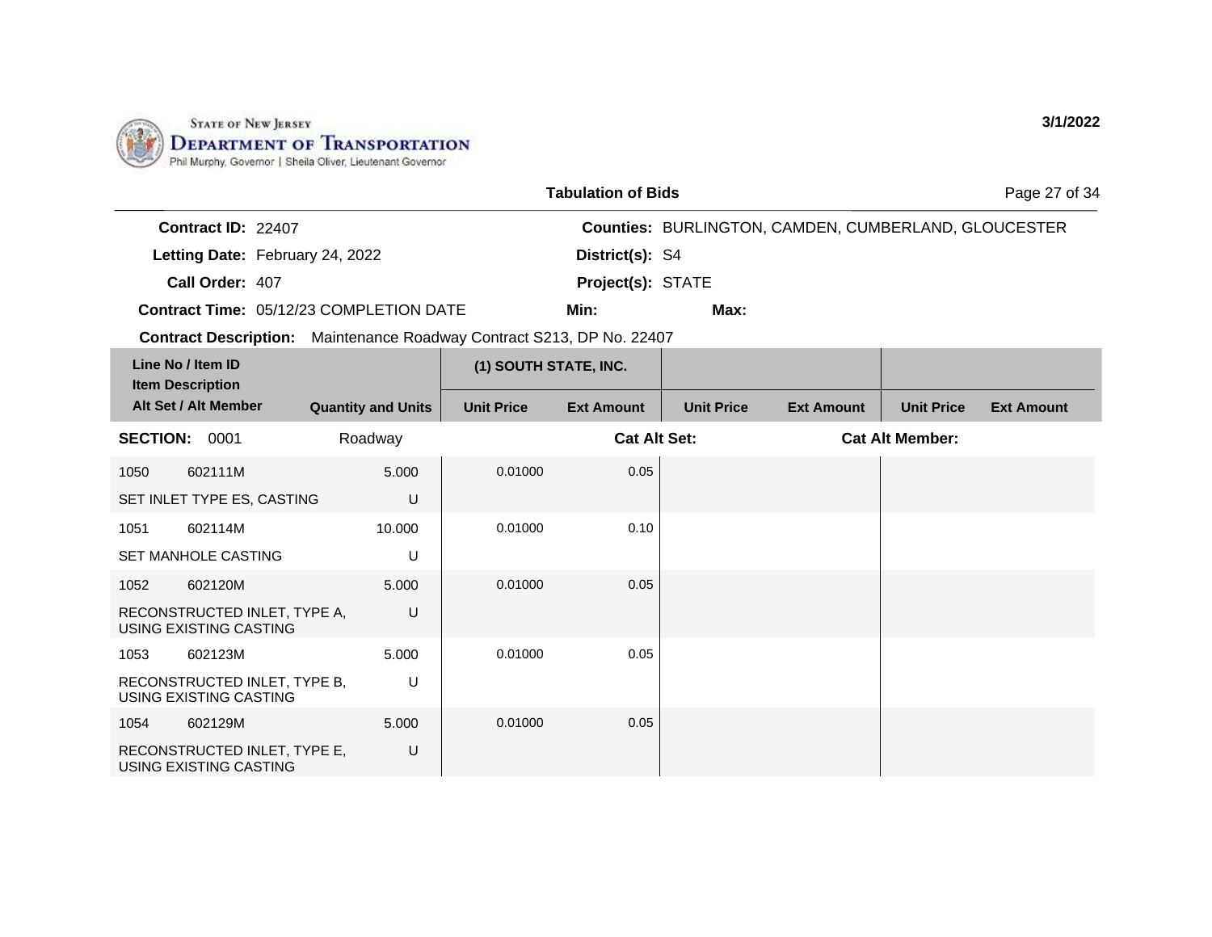STATE OF NEW JERSEY
**DEPARTMENT OF TRANSPORTATION**
Phil Murphy, Governor | Sheila Oliver, Lieutenant Governor

**3/1/2022**

## Tabulation of Bids

**Contract ID:** 22407
**Letting Date:** February 24, 2022
**Call Order:** 407
**Contract Time:** 05/12/23 COMPLETION DATE
**Contract Description:** Maintenance Roadway Contract S213, DP No. 22407

**Counties:** BURLINGTON, CAMDEN, CUMBERLAND, GLOUCESTER
**District(s):** S4
**Project(s):** STATE
**Min:**
**Max:**

| Line No / Item ID / Item Description / Alt Set / Alt Member | | Quantity and Units | (1) SOUTH STATE, INC. Unit Price | (1) SOUTH STATE, INC. Ext Amount | Unit Price | Ext Amount | Unit Price | Ext Amount |
|---|---|---|---|---|---|---|---|---|
| **SECTION:** 0001 | | Roadway | | **Cat Alt Set:** | | **Cat Alt Member:** | | |
| 1050 | 602111M | 5.000 | 0.01000 | 0.05 | | | | |
| SET INLET TYPE ES, CASTING | | U | | | | | | |
| 1051 | 602114M | 10.000 | 0.01000 | 0.10 | | | | |
| SET MANHOLE CASTING | | U | | | | | | |
| 1052 | 602120M | 5.000 | 0.01000 | 0.05 | | | | |
| RECONSTRUCTED INLET, TYPE A, USING EXISTING CASTING | | U | | | | | | |
| 1053 | 602123M | 5.000 | 0.01000 | 0.05 | | | | |
| RECONSTRUCTED INLET, TYPE B, USING EXISTING CASTING | | U | | | | | | |
| 1054 | 602129M | 5.000 | 0.01000 | 0.05 | | | | |
| RECONSTRUCTED INLET, TYPE E, USING EXISTING CASTING | | U | | | | | | |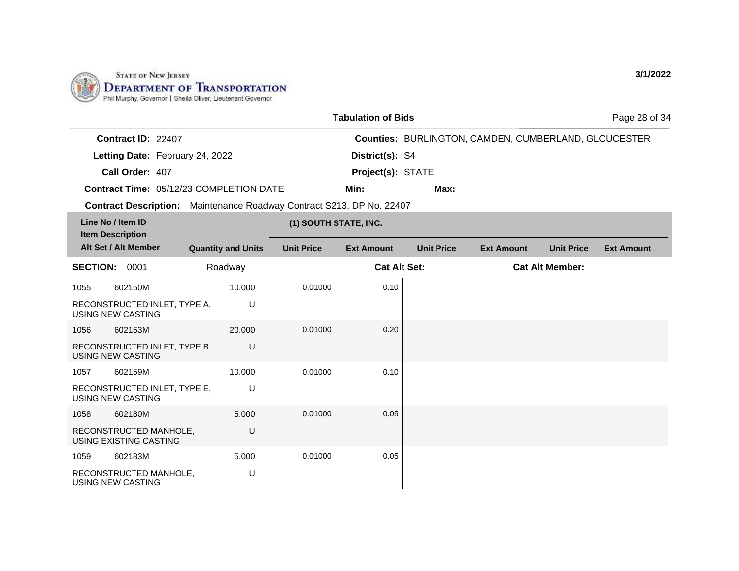STATE OF NEW JERSEY
**DEPARTMENT OF TRANSPORTATION**
Phil Murphy, Governor | Sheila Oliver, Lieutenant Governor

3/1/2022

## Tabulation of Bids

**Contract ID:** 22407
**Letting Date:** February 24, 2022
**Call Order:** 407
**Contract Time:** 05/12/23 COMPLETION DATE
**Counties:** BURLINGTON, CAMDEN, CUMBERLAND, GLOUCESTER
**District(s):** S4
**Project(s):** STATE
**Min:**
**Max:**
**Contract Description:** Maintenance Roadway Contract S213, DP No. 22407

| Line No / Item ID / Item Description / Alt Set / Alt Member | Quantity and Units | (1) SOUTH STATE, INC. Unit Price | (1) SOUTH STATE, INC. Ext Amount | Unit Price | Ext Amount | Unit Price | Ext Amount |
|---|---|---|---|---|---|---|---|
| **SECTION: 0001** | Roadway | | **Cat Alt Set:** | | **Cat Alt Member:** | | |
| 1055 602150M RECONSTRUCTED INLET, TYPE A, USING NEW CASTING | 10.000 U | 0.01000 | 0.10 | | | | |
| 1056 602153M RECONSTRUCTED INLET, TYPE B, USING NEW CASTING | 20.000 U | 0.01000 | 0.20 | | | | |
| 1057 602159M RECONSTRUCTED INLET, TYPE E, USING NEW CASTING | 10.000 U | 0.01000 | 0.10 | | | | |
| 1058 602180M RECONSTRUCTED MANHOLE, USING EXISTING CASTING | 5.000 U | 0.01000 | 0.05 | | | | |
| 1059 602183M RECONSTRUCTED MANHOLE, USING NEW CASTING | 5.000 U | 0.01000 | 0.05 | | | | |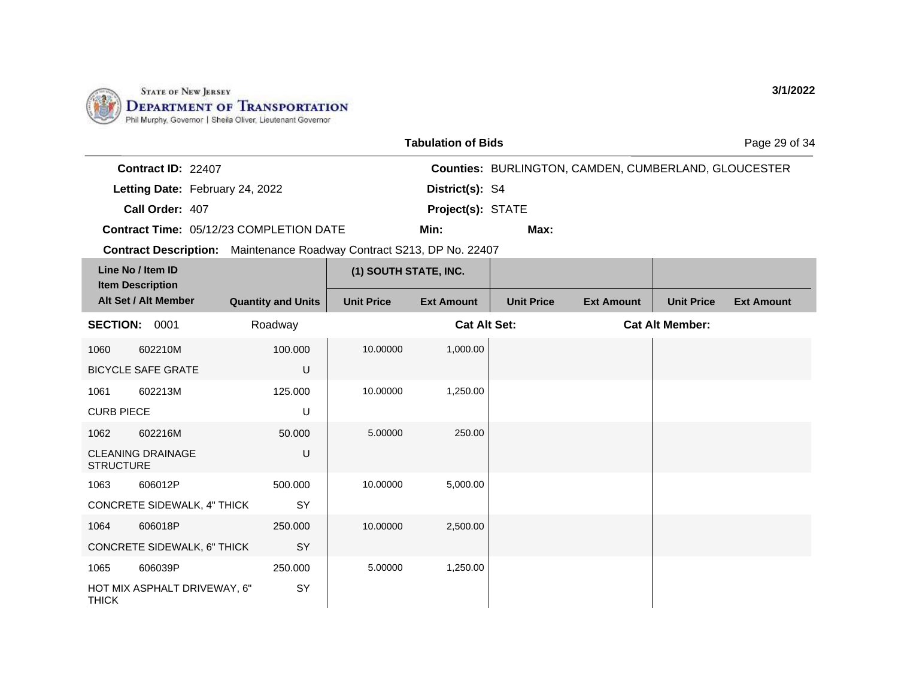**STATE OF NEW JERSEY**
**DEPARTMENT OF TRANSPORTATION**
Phil Murphy, Governor | Sheila Oliver, Lieutenant Governor

3/1/2022

## Tabulation of Bids

**Contract ID:** 22407
**Letting Date:** February 24, 2022
**Call Order:** 407
**Contract Time:** 05/12/23 COMPLETION DATE

**Counties:** BURLINGTON, CAMDEN, CUMBERLAND, GLOUCESTER
**District(s):** S4
**Project(s):** STATE
**Min:** **Max:**

**Contract Description:** Maintenance Roadway Contract S213, DP No. 22407

| Line No / Item ID / Item Description / Alt Set / Alt Member | Quantity and Units | (1) SOUTH STATE, INC. Unit Price | (1) SOUTH STATE, INC. Ext Amount | Unit Price | Ext Amount | Unit Price | Ext Amount |
|---|---|---|---|---|---|---|---|
| **SECTION: 0001** | Roadway | | **Cat Alt Set:** | | | **Cat Alt Member:** | |
| 1060 602210M BICYCLE SAFE GRATE | 100.000 U | 10.00000 | 1,000.00 | | | | |
| 1061 602213M CURB PIECE | 125.000 U | 10.00000 | 1,250.00 | | | | |
| 1062 602216M CLEANING DRAINAGE STRUCTURE | 50.000 U | 5.00000 | 250.00 | | | | |
| 1063 606012P CONCRETE SIDEWALK, 4" THICK | 500.000 SY | 10.00000 | 5,000.00 | | | | |
| 1064 606018P CONCRETE SIDEWALK, 6" THICK | 250.000 SY | 10.00000 | 2,500.00 | | | | |
| 1065 606039P HOT MIX ASPHALT DRIVEWAY, 6" THICK | 250.000 SY | 5.00000 | 1,250.00 | | | | |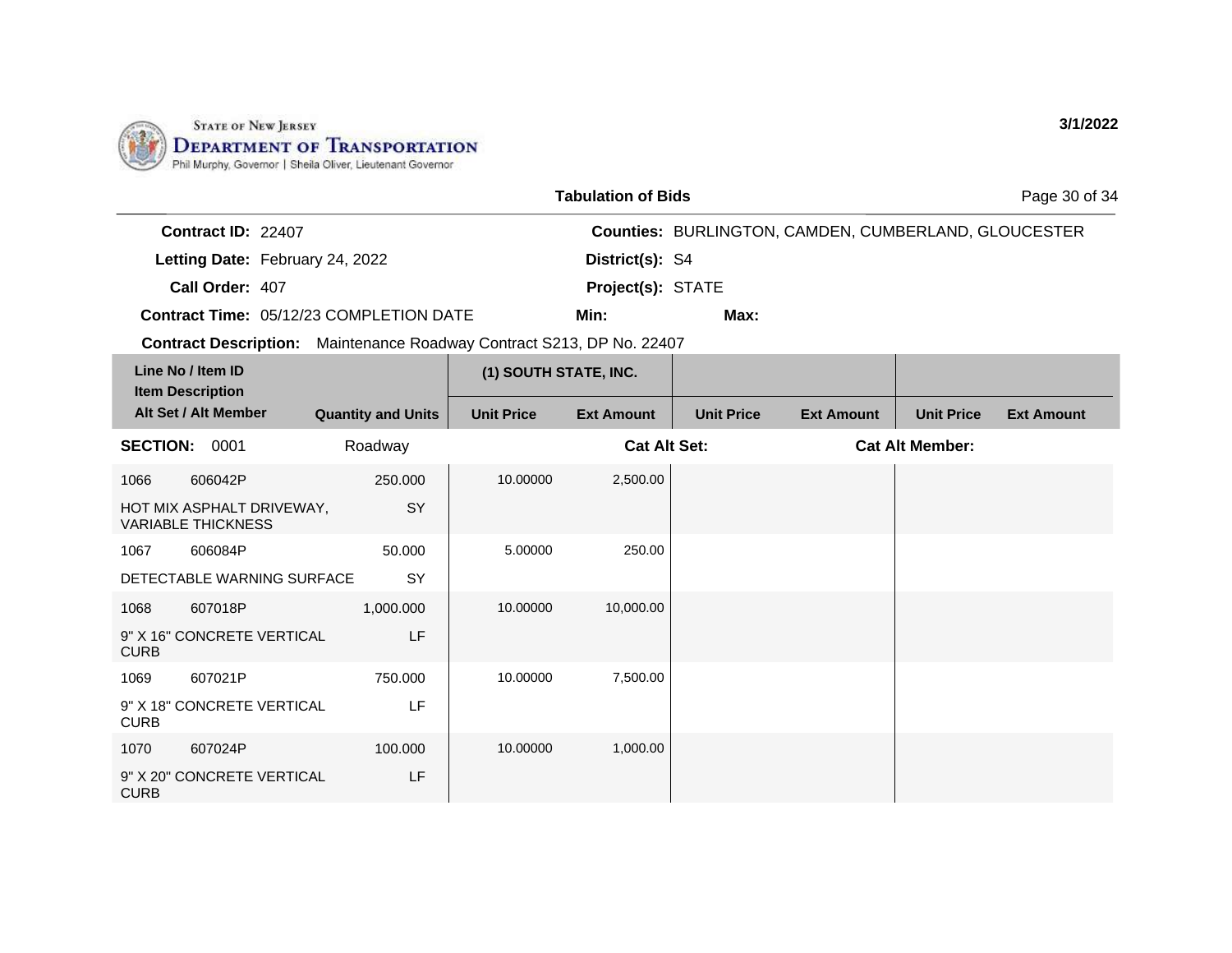STATE OF NEW JERSEY
**DEPARTMENT OF TRANSPORTATION**
Phil Murphy, Governor | Sheila Oliver, Lieutenant Governor

**3/1/2022**

## Tabulation of Bids

**Contract ID:** 22407
**Letting Date:** February 24, 2022
**Call Order:** 407
**Contract Time:** 05/12/23 COMPLETION DATE
**Contract Description:** Maintenance Roadway Contract S213, DP No. 22407

**Counties:** BURLINGTON, CAMDEN, CUMBERLAND, GLOUCESTER
**District(s):** S4
**Project(s):** STATE
**Min:**
**Max:**

| Line No / Item ID / Item Description / Alt Set / Alt Member | Quantity and Units | (1) SOUTH STATE, INC. Unit Price | (1) SOUTH STATE, INC. Ext Amount | Unit Price | Ext Amount | Unit Price | Ext Amount |
|---|---|---|---|---|---|---|---|
| **SECTION: 0001** | Roadway | | **Cat Alt Set:** | | | **Cat Alt Member:** | |
| 1066 606042P | 250.000 | 10.00000 | 2,500.00 | | | | |
| HOT MIX ASPHALT DRIVEWAY, VARIABLE THICKNESS | SY | | | | | | |
| 1067 606084P | 50.000 | 5.00000 | 250.00 | | | | |
| DETECTABLE WARNING SURFACE | SY | | | | | | |
| 1068 607018P | 1,000.000 | 10.00000 | 10,000.00 | | | | |
| 9" X 16" CONCRETE VERTICAL CURB | LF | | | | | | |
| 1069 607021P | 750.000 | 10.00000 | 7,500.00 | | | | |
| 9" X 18" CONCRETE VERTICAL CURB | LF | | | | | | |
| 1070 607024P | 100.000 | 10.00000 | 1,000.00 | | | | |
| 9" X 20" CONCRETE VERTICAL CURB | LF | | | | | | |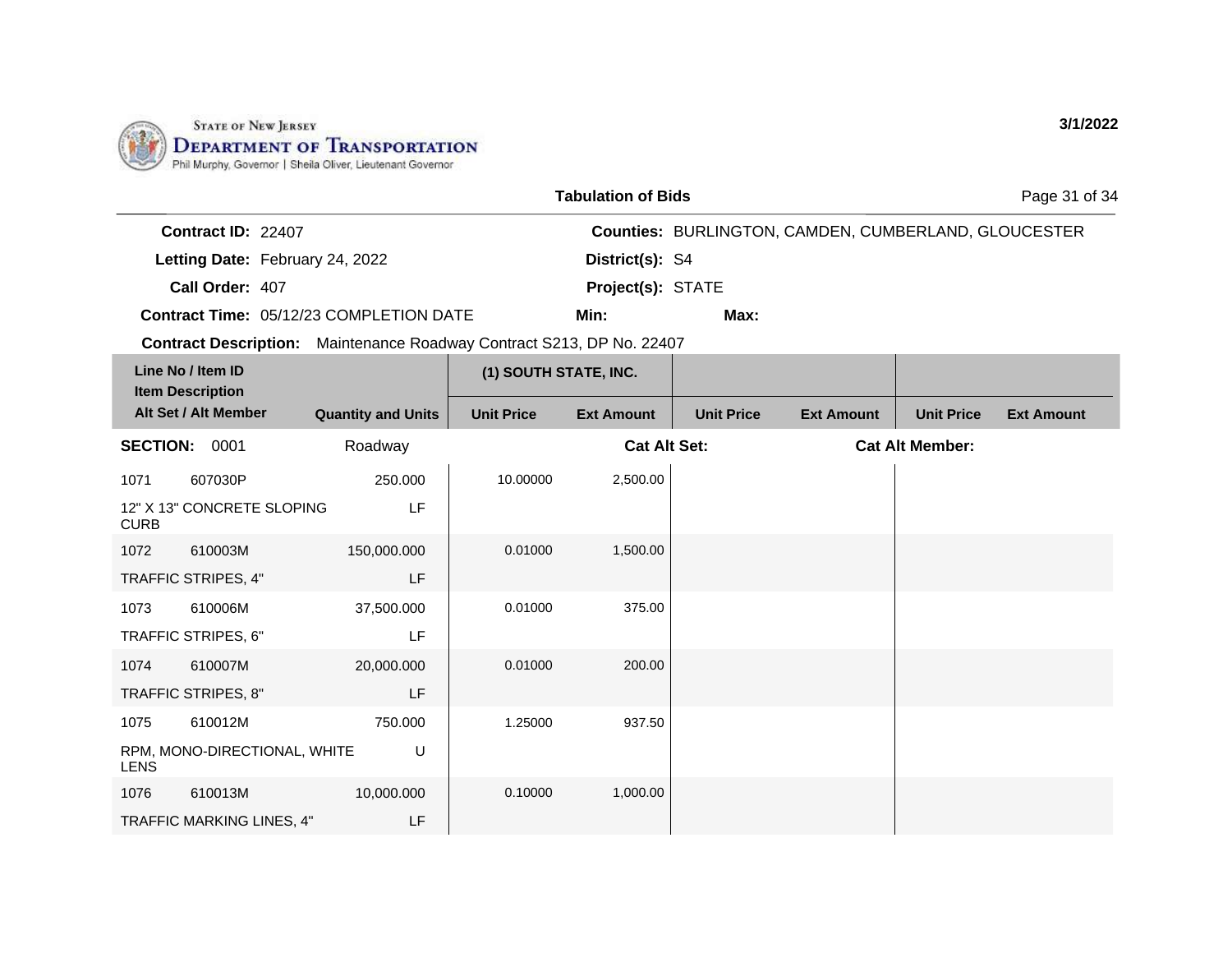**State of New Jersey Department of Transportation**
Phil Murphy, Governor | Sheila Oliver, Lieutenant Governor

3/1/2022

## Tabulation of Bids

**Contract ID:** 22407
**Letting Date:** February 24, 2022
**Call Order:** 407
**Contract Time:** 05/12/23 COMPLETION DATE
**Contract Description:** Maintenance Roadway Contract S213, DP No. 22407

**Counties:** BURLINGTON, CAMDEN, CUMBERLAND, GLOUCESTER
**District(s):** S4
**Project(s):** STATE
**Min:**
**Max:**

| Line No / Item ID / Item Description / Alt Set / Alt Member | Quantity and Units | (1) SOUTH STATE, INC. | | | | | |
|---|---|---|---|---|---|---|---|
| | | Unit Price | Ext Amount | Unit Price | Ext Amount | Unit Price | Ext Amount |
| **SECTION: 0001** | Roadway | | **Cat Alt Set:** | | | **Cat Alt Member:** | |
| 1071 607030P 12" X 13" CONCRETE SLOPING CURB | 250.000 LF | 10.00000 | 2,500.00 | | | | |
| 1072 610003M TRAFFIC STRIPES, 4" | 150,000.000 LF | 0.01000 | 1,500.00 | | | | |
| 1073 610006M TRAFFIC STRIPES, 6" | 37,500.000 LF | 0.01000 | 375.00 | | | | |
| 1074 610007M TRAFFIC STRIPES, 8" | 20,000.000 LF | 0.01000 | 200.00 | | | | |
| 1075 610012M RPM, MONO-DIRECTIONAL, WHITE LENS | 750.000 U | 1.25000 | 937.50 | | | | |
| 1076 610013M TRAFFIC MARKING LINES, 4" | 10,000.000 LF | 0.10000 | 1,000.00 | | | | |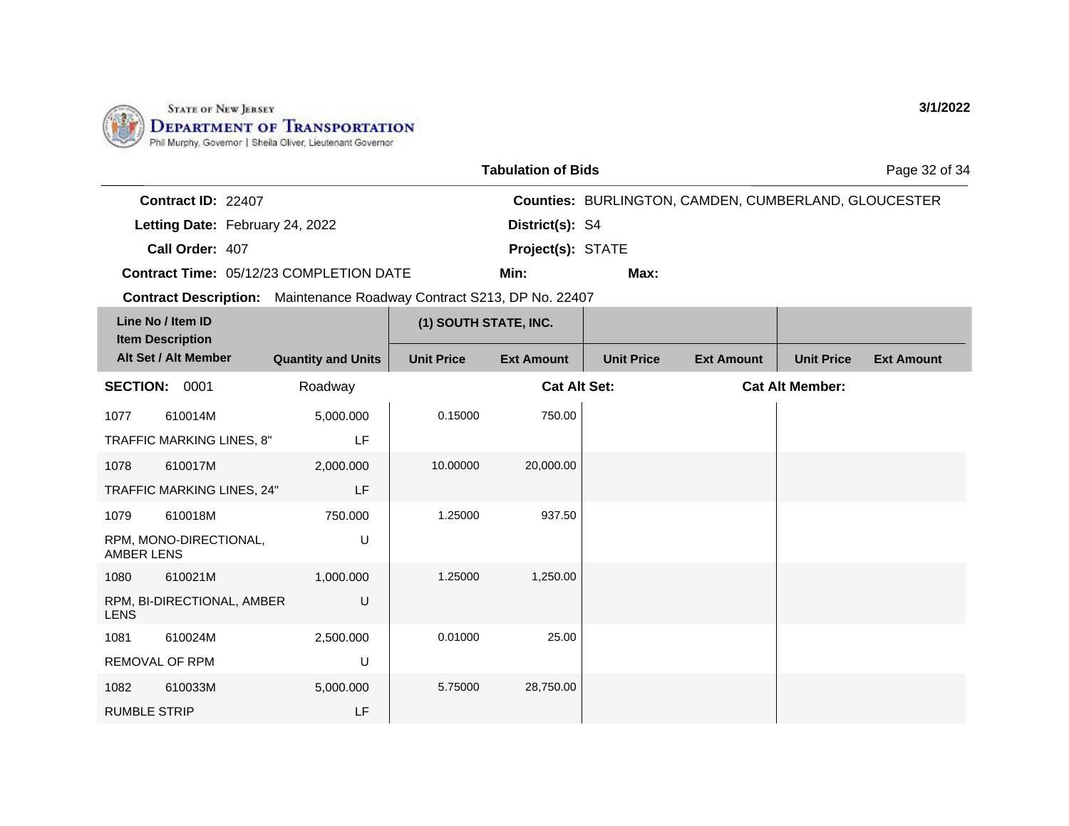STATE OF NEW JERSEY
DEPARTMENT OF TRANSPORTATION
Phil Murphy, Governor | Sheila Oliver, Lieutenant Governor

3/1/2022

## Tabulation of Bids

**Contract ID:** 22407
**Letting Date:** February 24, 2022
**Call Order:** 407
**Contract Time:** 05/12/23 COMPLETION DATE
**Contract Description:** Maintenance Roadway Contract S213, DP No. 22407

**Counties:** BURLINGTON, CAMDEN, CUMBERLAND, GLOUCESTER
**District(s):** S4
**Project(s):** STATE
**Min:**
**Max:**

| Line No / Item ID / Item Description / Alt Set / Alt Member | | Quantity and Units | (1) SOUTH STATE, INC. Unit Price | (1) SOUTH STATE, INC. Ext Amount | Unit Price | Ext Amount | Unit Price | Ext Amount |
|---|---|---|---|---|---|---|---|---|
| **SECTION:** 0001 | | Roadway | | **Cat Alt Set:** | | | **Cat Alt Member:** | |
| 1077 | 610014M | 5,000.000 | 0.15000 | 750.00 | | | | |
| TRAFFIC MARKING LINES, 8" | | LF | | | | | | |
| 1078 | 610017M | 2,000.000 | 10.00000 | 20,000.00 | | | | |
| TRAFFIC MARKING LINES, 24" | | LF | | | | | | |
| 1079 | 610018M | 750.000 | 1.25000 | 937.50 | | | | |
| RPM, MONO-DIRECTIONAL, AMBER LENS | | U | | | | | | |
| 1080 | 610021M | 1,000.000 | 1.25000 | 1,250.00 | | | | |
| RPM, BI-DIRECTIONAL, AMBER LENS | | U | | | | | | |
| 1081 | 610024M | 2,500.000 | 0.01000 | 25.00 | | | | |
| REMOVAL OF RPM | | U | | | | | | |
| 1082 | 610033M | 5,000.000 | 5.75000 | 28,750.00 | | | | |
| RUMBLE STRIP | | LF | | | | | | |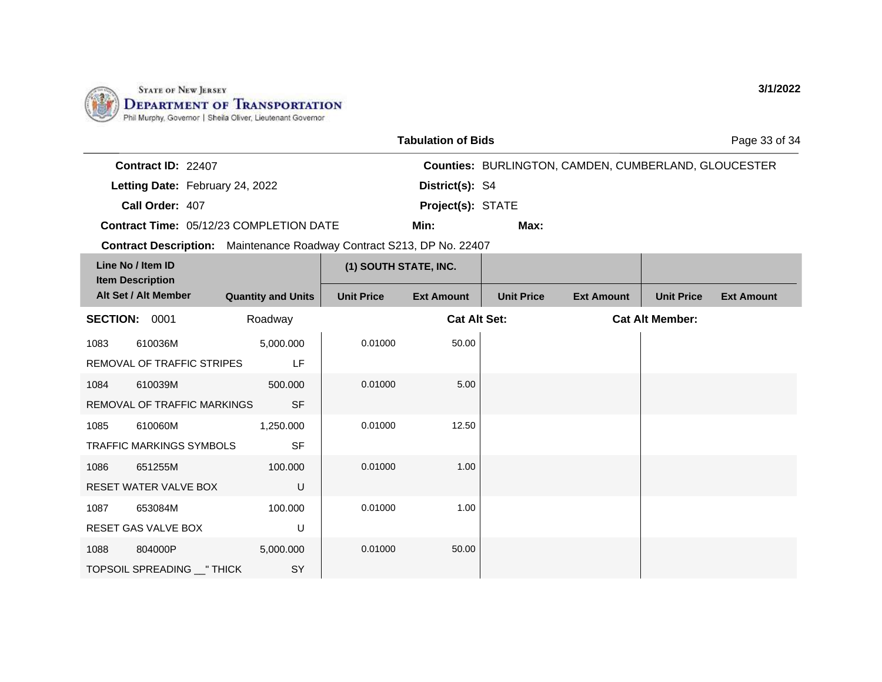STATE OF NEW JERSEY
**DEPARTMENT OF TRANSPORTATION**
Phil Murphy, Governor | Sheila Oliver, Lieutenant Governor

**3/1/2022**

**Tabulation of Bids**

**Contract ID:** 22407
**Letting Date:** February 24, 2022
**Call Order:** 407
**Contract Time:** 05/12/23 COMPLETION DATE
**Counties:** BURLINGTON, CAMDEN, CUMBERLAND, GLOUCESTER
**District(s):** S4
**Project(s):** STATE
**Min:**
**Max:**
**Contract Description:** Maintenance Roadway Contract S213, DP No. 22407

| Line No / Item ID / Item Description / Alt Set / Alt Member | | Quantity and Units | (1) SOUTH STATE, INC. | | | | | |
|---|---|---|---|---|---|---|---|---|
| | | | Unit Price | Ext Amount | Unit Price | Ext Amount | Unit Price | Ext Amount |
| **SECTION:** 0001 | | Roadway | | **Cat Alt Set:** | | | **Cat Alt Member:** | |
| 1083 | 610036M | 5,000.000 | 0.01000 | 50.00 | | | | |
| REMOVAL OF TRAFFIC STRIPES | | LF | | | | | | |
| 1084 | 610039M | 500.000 | 0.01000 | 5.00 | | | | |
| REMOVAL OF TRAFFIC MARKINGS | | SF | | | | | | |
| 1085 | 610060M | 1,250.000 | 0.01000 | 12.50 | | | | |
| TRAFFIC MARKINGS SYMBOLS | | SF | | | | | | |
| 1086 | 651255M | 100.000 | 0.01000 | 1.00 | | | | |
| RESET WATER VALVE BOX | | U | | | | | | |
| 1087 | 653084M | 100.000 | 0.01000 | 1.00 | | | | |
| RESET GAS VALVE BOX | | U | | | | | | |
| 1088 | 804000P | 5,000.000 | 0.01000 | 50.00 | | | | |
| TOPSOIL SPREADING __" THICK | | SY | | | | | | |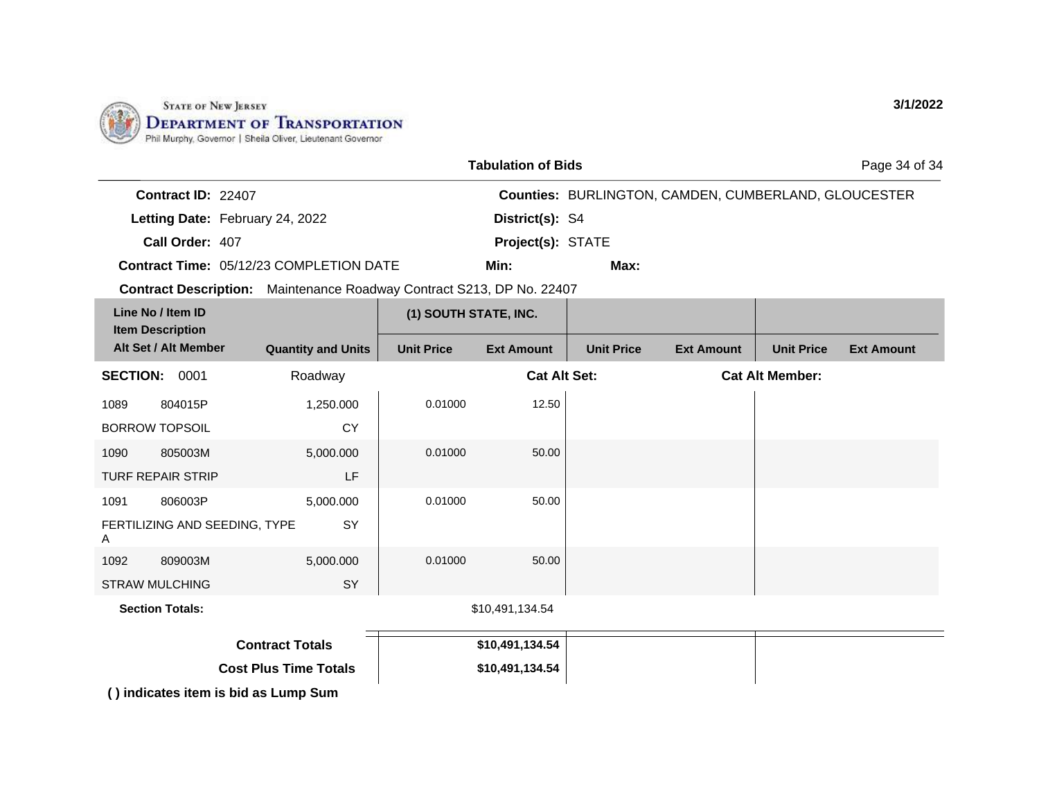State of New Jersey
Department of Transportation
Phil Murphy, Governor | Sheila Oliver, Lieutenant Governor

3/1/2022

## Tabulation of Bids

**Contract ID:** 22407
**Letting Date:** February 24, 2022
**Call Order:** 407
**Contract Time:** 05/12/23 COMPLETION DATE
**Contract Description:** Maintenance Roadway Contract S213, DP No. 22407

**Counties:** BURLINGTON, CAMDEN, CUMBERLAND, GLOUCESTER
**District(s):** S4
**Project(s):** STATE
**Min:**
**Max:**

| Line No / Item ID / Item Description / Alt Set / Alt Member | Quantity and Units | (1) SOUTH STATE, INC. Unit Price | (1) SOUTH STATE, INC. Ext Amount | Unit Price | Ext Amount | Unit Price | Ext Amount |
|---|---|---|---|---|---|---|---|
| **SECTION:** 0001 | Roadway | | **Cat Alt Set:** | | | **Cat Alt Member:** | |
| 1089 804015P BORROW TOPSOIL | 1,250.000 CY | 0.01000 | 12.50 | | | | |
| 1090 805003M TURF REPAIR STRIP | 5,000.000 LF | 0.01000 | 50.00 | | | | |
| 1091 806003P FERTILIZING AND SEEDING, TYPE A | 5,000.000 SY | 0.01000 | 50.00 | | | | |
| 1092 809003M STRAW MULCHING | 5,000.000 SY | 0.01000 | 50.00 | | | | |
| **Section Totals:** | | | $10,491,134.54 | | | | |
| **Contract Totals** | | | **$10,491,134.54** | | | | |
| **Cost Plus Time Totals** | | | **$10,491,134.54** | | | | |

**( ) indicates item is bid as Lump Sum**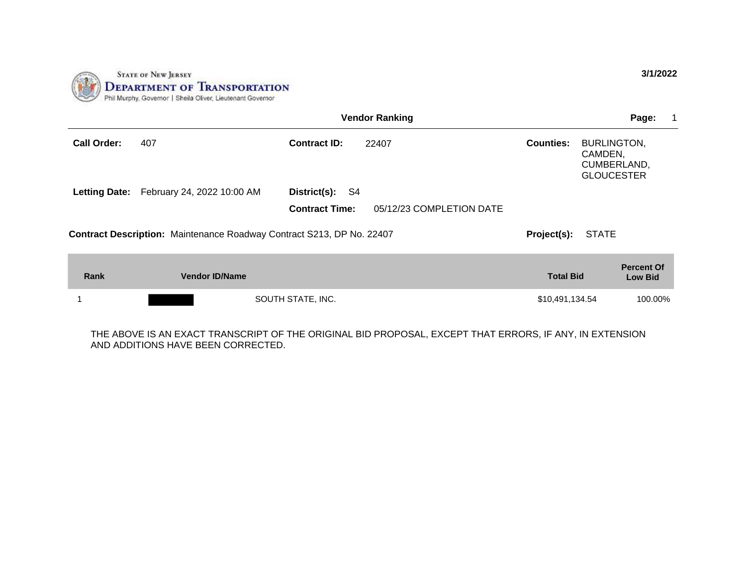STATE OF NEW JERSEY
**DEPARTMENT OF TRANSPORTATION**
Phil Murphy, Governor | Sheila Oliver, Lieutenant Governor

**3/1/2022**

## Vendor Ranking

**Page:** 1

**Call Order:** 407

**Contract ID:** 22407

**Counties:** BURLINGTON, CAMDEN, CUMBERLAND, GLOUCESTER

**Letting Date:** February 24, 2022 10:00 AM

**District(s):** S4

**Contract Time:** 05/12/23 COMPLETION DATE

**Contract Description:** Maintenance Roadway Contract S213, DP No. 22407

**Project(s):** STATE

| Rank | Vendor ID/Name | | Total Bid | Percent Of Low Bid |
|---|---|---|---|---|
| 1 | | SOUTH STATE, INC. | $10,491,134.54 | 100.00% |

THE ABOVE IS AN EXACT TRANSCRIPT OF THE ORIGINAL BID PROPOSAL, EXCEPT THAT ERRORS, IF ANY, IN EXTENSION AND ADDITIONS HAVE BEEN CORRECTED.